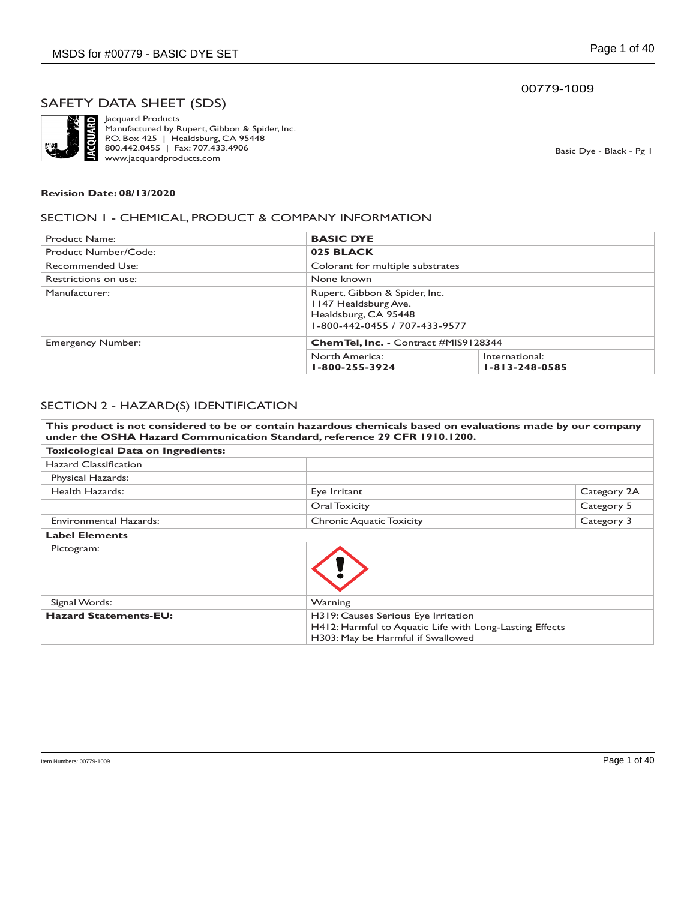00779-1009

# SAFETY DATA SHEET (SDS)

Jacquard Products
Manufactured by Rupert, Gibbon & Spider, Inc.
P.O. Box 425 | Healdsburg, CA 95448
800.442.0455 | Fax: 707.433.4906
www.jacquardproducts.com

Basic Dye - Black - Pg 1

**Revision Date: 08/13/2020**

## SECTION 1 - CHEMICAL, PRODUCT & COMPANY INFORMATION

| | | |
|---|---|---|
| Product Name: | **BASIC DYE** | |
| Product Number/Code: | **025 BLACK** | |
| Recommended Use: | Colorant for multiple substrates | |
| Restrictions on use: | None known | |
| Manufacturer: | Rupert, Gibbon & Spider, Inc.<br>1147 Healdsburg Ave.<br>Healdsburg, CA 95448<br>1-800-442-0455 / 707-433-9577 | |
| Emergency Number: | **ChemTel, Inc.** - Contract #MIS9128344 | |
| | North America:<br>**1-800-255-3924** | International:<br>**1-813-248-0585** |

## SECTION 2 - HAZARD(S) IDENTIFICATION

| | | |
|---|---|---|
| **This product is not considered to be or contain hazardous chemicals based on evaluations made by our company under the OSHA Hazard Communication Standard, reference 29 CFR 1910.1200.** | | |
| **Toxicological Data on Ingredients:** | | |
| Hazard Classification | | |
| Physical Hazards: | | |
| Health Hazards: | Eye Irritant | Category 2A |
| | Oral Toxicity | Category 5 |
| Environmental Hazards: | Chronic Aquatic Toxicity | Category 3 |
| **Label Elements** | | |
| Pictogram: | | |
| Signal Words: | Warning | |
| **Hazard Statements-EU:** | H319: Causes Serious Eye Irritation<br>H412: Harmful to Aquatic Life with Long-Lasting Effects<br>H303: May be Harmful if Swallowed | |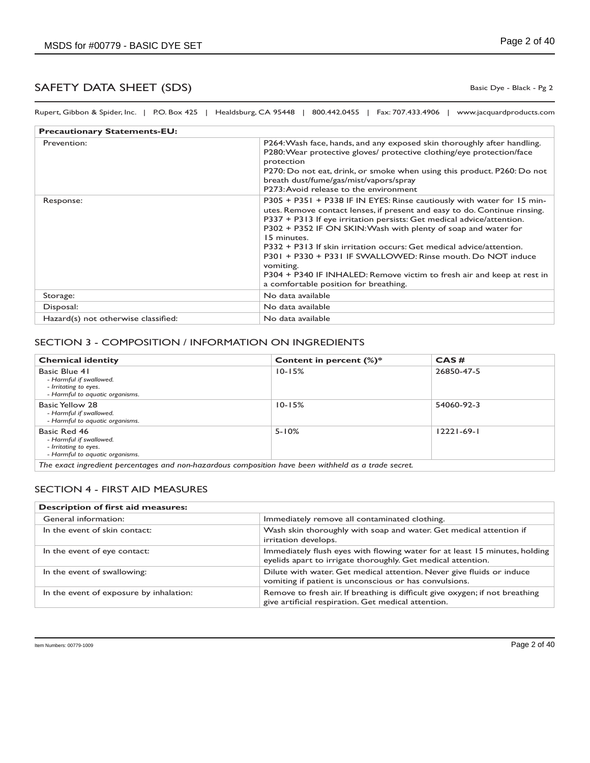# SAFETY DATA SHEET (SDS)

Basic Dye - Black - Pg 2

Rupert, Gibbon & Spider, Inc. | P.O. Box 425 | Healdsburg, CA 95448 | 800.442.0455 | Fax: 707.433.4906 | www.jacquardproducts.com

| **Precautionary Statements-EU:** | |
|---|---|
| Prevention: | P264: Wash face, hands, and any exposed skin thoroughly after handling. P280: Wear protective gloves/ protective clothing/eye protection/face protection P270: Do not eat, drink, or smoke when using this product. P260: Do not breath dust/fume/gas/mist/vapors/spray P273: Avoid release to the environment |
| Response: | P305 + P351 + P338 IF IN EYES: Rinse cautiously with water for 15 minutes. Remove contact lenses, if present and easy to do. Continue rinsing. P337 + P313 If eye irritation persists: Get medical advice/attention. P302 + P352 IF ON SKIN: Wash with plenty of soap and water for 15 minutes. P332 + P313 If skin irritation occurs: Get medical advice/attention. P301 + P330 + P331 IF SWALLOWED: Rinse mouth. Do NOT induce vomiting. P304 + P340 IF INHALED: Remove victim to fresh air and keep at rest in a comfortable position for breathing. |
| Storage: | No data available |
| Disposal: | No data available |
| Hazard(s) not otherwise classified: | No data available |

## SECTION 3 - COMPOSITION / INFORMATION ON INGREDIENTS

| **Chemical identity** | **Content in percent (%)*** | **CAS #** |
|---|---|---|
| Basic Blue 41<br>*- Harmful if swallowed.*<br>*- Irritating to eyes.*<br>*- Harmful to aquatic organisms.* | 10-15% | 26850-47-5 |
| Basic Yellow 28<br>*- Harmful if swallowed.*<br>*- Harmful to aquatic organisms.* | 10-15% | 54060-92-3 |
| Basic Red 46<br>*- Harmful if swallowed.*<br>*- Irritating to eyes.*<br>*- Harmful to aquatic organisms.* | 5-10% | 12221-69-1 |

*The exact ingredient percentages and non-hazardous composition have been withheld as a trade secret.*

## SECTION 4 - FIRST AID MEASURES

| **Description of first aid measures:** | |
|---|---|
| General information: | Immediately remove all contaminated clothing. |
| In the event of skin contact: | Wash skin thoroughly with soap and water. Get medical attention if irritation develops. |
| In the event of eye contact: | Immediately flush eyes with flowing water for at least 15 minutes, holding eyelids apart to irrigate thoroughly. Get medical attention. |
| In the event of swallowing: | Dilute with water. Get medical attention. Never give fluids or induce vomiting if patient is unconscious or has convulsions. |
| In the event of exposure by inhalation: | Remove to fresh air. If breathing is difficult give oxygen; if not breathing give artificial respiration. Get medical attention. |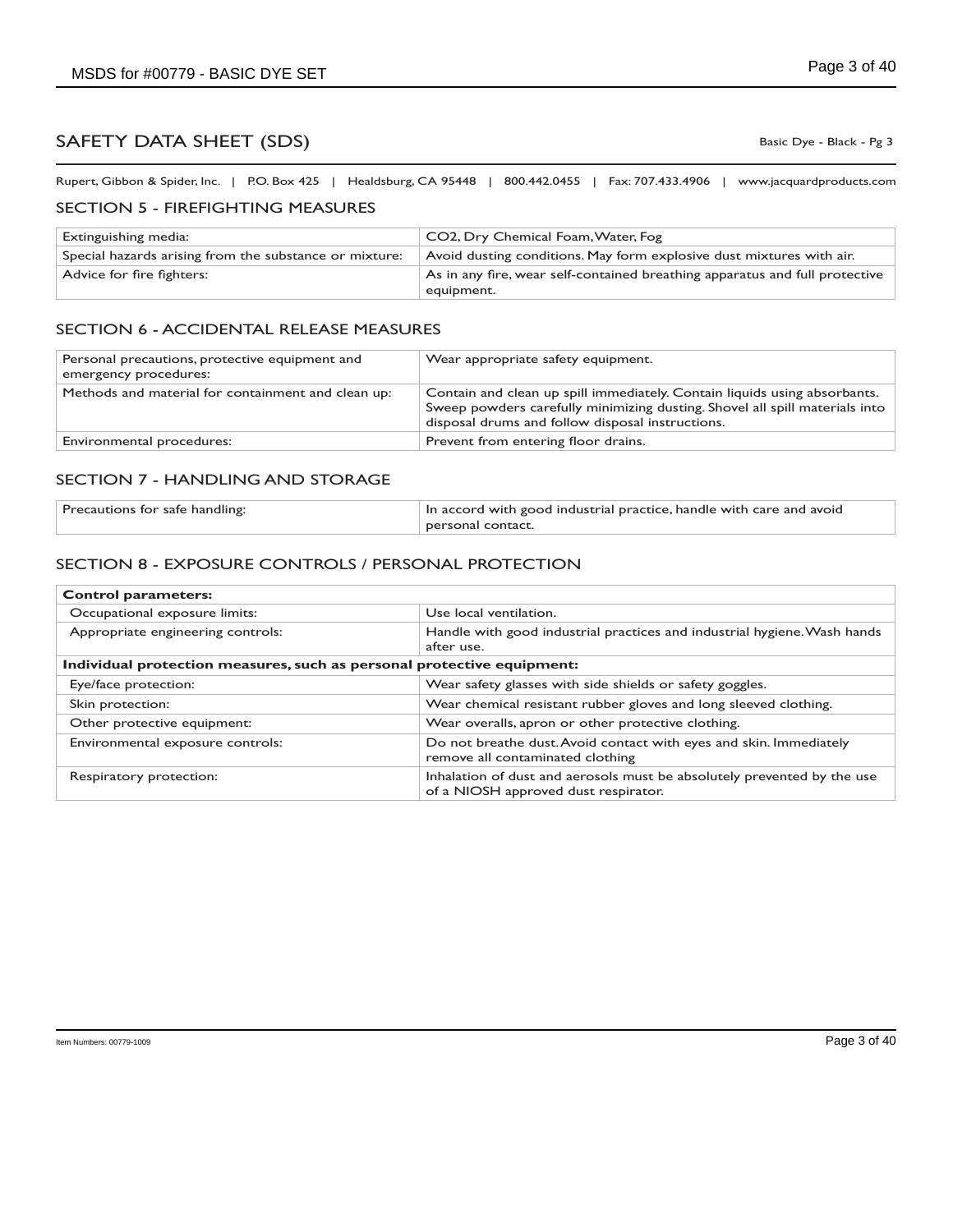# SAFETY DATA SHEET (SDS)

Basic Dye - Black - Pg 3

Rupert, Gibbon & Spider, Inc. | P.O. Box 425 | Healdsburg, CA 95448 | 800.442.0455 | Fax: 707.433.4906 | www.jacquardproducts.com

## SECTION 5 - FIREFIGHTING MEASURES

| | |
|---|---|
| Extinguishing media: | CO2, Dry Chemical Foam, Water, Fog |
| Special hazards arising from the substance or mixture: | Avoid dusting conditions. May form explosive dust mixtures with air. |
| Advice for fire fighters: | As in any fire, wear self-contained breathing apparatus and full protective equipment. |

## SECTION 6 - ACCIDENTAL RELEASE MEASURES

| | |
|---|---|
| Personal precautions, protective equipment and emergency procedures: | Wear appropriate safety equipment. |
| Methods and material for containment and clean up: | Contain and clean up spill immediately. Contain liquids using absorbants. Sweep powders carefully minimizing dusting. Shovel all spill materials into disposal drums and follow disposal instructions. |
| Environmental procedures: | Prevent from entering floor drains. |

## SECTION 7 - HANDLING AND STORAGE

| | |
|---|---|
| Precautions for safe handling: | In accord with good industrial practice, handle with care and avoid personal contact. |

## SECTION 8 - EXPOSURE CONTROLS / PERSONAL PROTECTION

| | |
|---|---|
| **Control parameters:** | |
| Occupational exposure limits: | Use local ventilation. |
| Appropriate engineering controls: | Handle with good industrial practices and industrial hygiene. Wash hands after use. |
| **Individual protection measures, such as personal protective equipment:** | |
| Eye/face protection: | Wear safety glasses with side shields or safety goggles. |
| Skin protection: | Wear chemical resistant rubber gloves and long sleeved clothing. |
| Other protective equipment: | Wear overalls, apron or other protective clothing. |
| Environmental exposure controls: | Do not breathe dust. Avoid contact with eyes and skin. Immediately remove all contaminated clothing |
| Respiratory protection: | Inhalation of dust and aerosols must be absolutely prevented by the use of a NIOSH approved dust respirator. |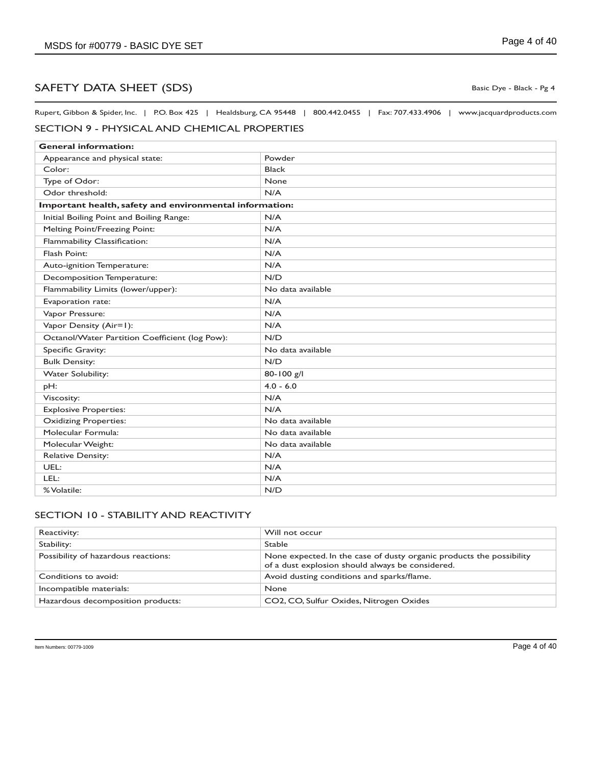# SAFETY DATA SHEET (SDS)

Basic Dye - Black - Pg 4

Rupert, Gibbon & Spider, Inc. | P.O. Box 425 | Healdsburg, CA 95448 | 800.442.0455 | Fax: 707.433.4906 | www.jacquardproducts.com

## SECTION 9 - PHYSICAL AND CHEMICAL PROPERTIES

| **General information:** | |
|---|---|
| Appearance and physical state: | Powder |
| Color: | Black |
| Type of Odor: | None |
| Odor threshold: | N/A |
| **Important health, safety and environmental information:** | |
| Initial Boiling Point and Boiling Range: | N/A |
| Melting Point/Freezing Point: | N/A |
| Flammability Classification: | N/A |
| Flash Point: | N/A |
| Auto-ignition Temperature: | N/A |
| Decomposition Temperature: | N/D |
| Flammability Limits (lower/upper): | No data available |
| Evaporation rate: | N/A |
| Vapor Pressure: | N/A |
| Vapor Density (Air=1): | N/A |
| Octanol/Water Partition Coefficient (log Pow): | N/D |
| Specific Gravity: | No data available |
| Bulk Density: | N/D |
| Water Solubility: | 80-100 g/l |
| pH: | 4.0 - 6.0 |
| Viscosity: | N/A |
| Explosive Properties: | N/A |
| Oxidizing Properties: | No data available |
| Molecular Formula: | No data available |
| Molecular Weight: | No data available |
| Relative Density: | N/A |
| UEL: | N/A |
| LEL: | N/A |
| % Volatile: | N/D |

## SECTION 10 - STABILITY AND REACTIVITY

| | |
|---|---|
| Reactivity: | Will not occur |
| Stability: | Stable |
| Possibility of hazardous reactions: | None expected. In the case of dusty organic products the possibility of a dust explosion should always be considered. |
| Conditions to avoid: | Avoid dusting conditions and sparks/flame. |
| Incompatible materials: | None |
| Hazardous decomposition products: | $CO_2$, CO, Sulfur Oxides, Nitrogen Oxides |

Item Numbers: 00779-1009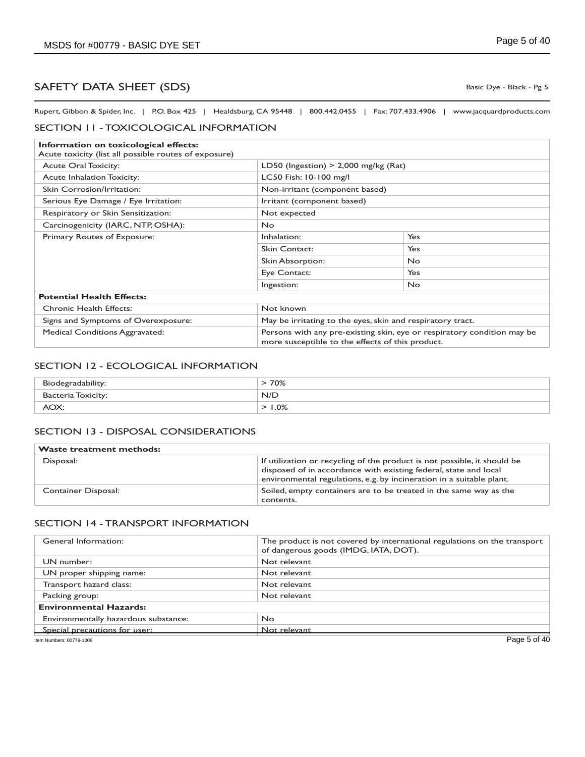# SAFETY DATA SHEET (SDS)

Basic Dye - Black - Pg 5

Rupert, Gibbon & Spider, Inc. | P.O. Box 425 | Healdsburg, CA 95448 | 800.442.0455 | Fax: 707.433.4906 | www.jacquardproducts.com

## SECTION 11 - TOXICOLOGICAL INFORMATION

| **Information on toxicological effects:** Acute toxicity (list all possible routes of exposure) | | |
|---|---|---|
| Acute Oral Toxicity: | LD50 (Ingestion) > 2,000 mg/kg (Rat) | |
| Acute Inhalation Toxicity: | LC50 Fish: 10-100 mg/l | |
| Skin Corrosion/Irritation: | Non-irritant (component based) | |
| Serious Eye Damage / Eye Irritation: | Irritant (component based) | |
| Respiratory or Skin Sensitization: | Not expected | |
| Carcinogenicity (IARC, NTP, OSHA): | No | |
| Primary Routes of Exposure: | Inhalation: | Yes |
| | Skin Contact: | Yes |
| | Skin Absorption: | No |
| | Eye Contact: | Yes |
| | Ingestion: | No |
| **Potential Health Effects:** | | |
| Chronic Health Effects: | Not known | |
| Signs and Symptoms of Overexposure: | May be irritating to the eyes, skin and respiratory tract. | |
| Medical Conditions Aggravated: | Persons with any pre-existing skin, eye or respiratory condition may be more susceptible to the effects of this product. | |

## SECTION 12 - ECOLOGICAL INFORMATION

| | |
|---|---|
| Biodegradability: | > 70% |
| Bacteria Toxicity: | N/D |
| AOX: | > 1.0% |

## SECTION 13 - DISPOSAL CONSIDERATIONS

| **Waste treatment methods:** | |
|---|---|
| Disposal: | If utilization or recycling of the product is not possible, it should be disposed of in accordance with existing federal, state and local environmental regulations, e.g. by incineration in a suitable plant. |
| Container Disposal: | Soiled, empty containers are to be treated in the same way as the contents. |

## SECTION 14 - TRANSPORT INFORMATION

| | |
|---|---|
| General Information: | The product is not covered by international regulations on the transport of dangerous goods (IMDG, IATA, DOT). |
| UN number: | Not relevant |
| UN proper shipping name: | Not relevant |
| Transport hazard class: | Not relevant |
| Packing group: | Not relevant |
| **Environmental Hazards:** | |
| Environmentally hazardous substance: | No |
| Special precautions for user: | Not relevant |

Item Numbers: 00779-1009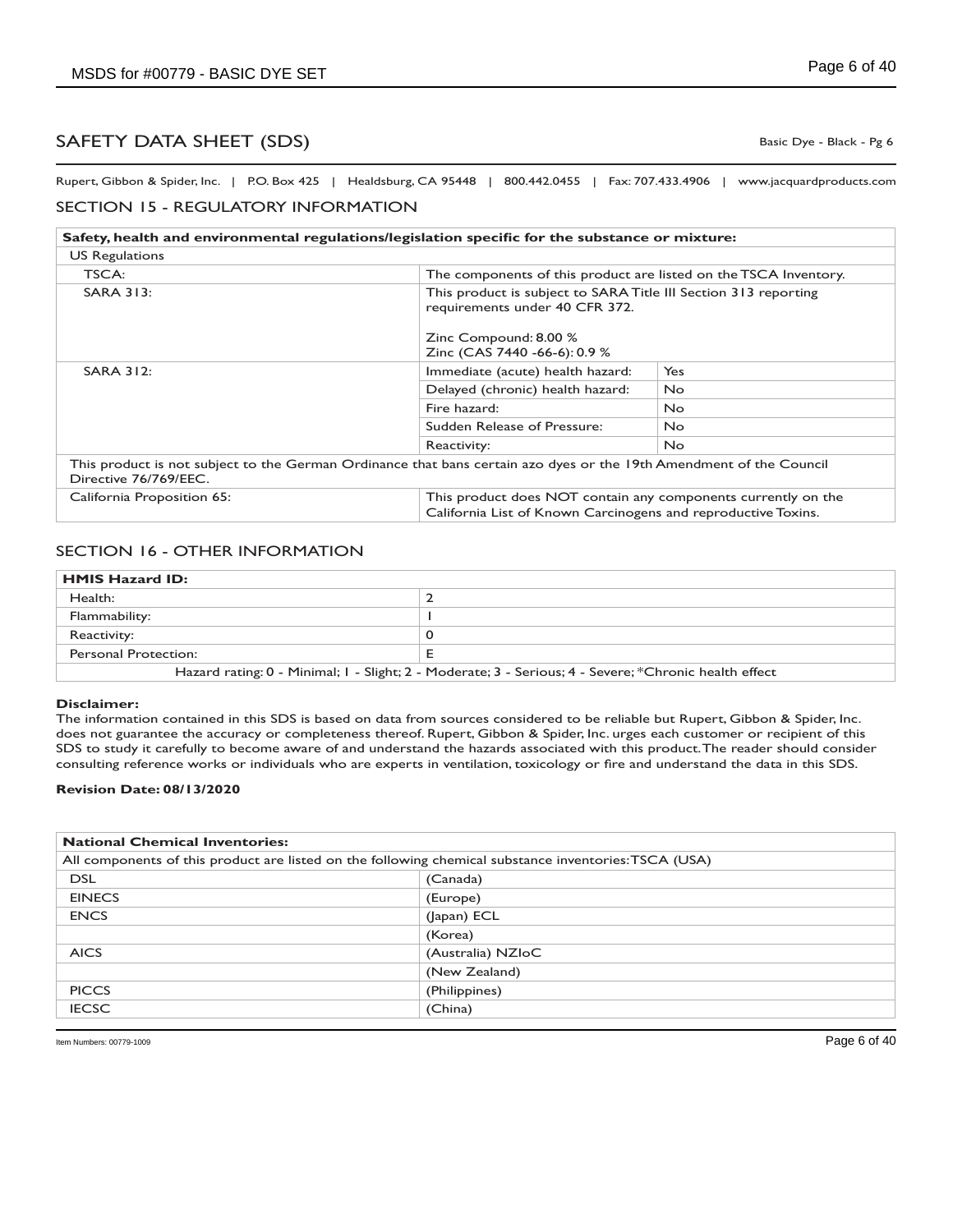# SAFETY DATA SHEET (SDS)

Basic Dye - Black - Pg 6

Rupert, Gibbon & Spider, Inc. | P.O. Box 425 | Healdsburg, CA 95448 | 800.442.0455 | Fax: 707.433.4906 | www.jacquardproducts.com

## SECTION 15 - REGULATORY INFORMATION

| **Safety, health and environmental regulations/legislation specific for the substance or mixture:** | | |
|---|---|---|
| US Regulations | | |
| TSCA: | The components of this product are listed on the TSCA Inventory. | |
| SARA 313: | This product is subject to SARA Title III Section 313 reporting requirements under 40 CFR 372.<br><br>Zinc Compound: 8.00 %<br>Zinc (CAS 7440 -66-6): 0.9 % | |
| SARA 312: | Immediate (acute) health hazard: | Yes |
| | Delayed (chronic) health hazard: | No |
| | Fire hazard: | No |
| | Sudden Release of Pressure: | No |
| | Reactivity: | No |
| This product is not subject to the German Ordinance that bans certain azo dyes or the 19th Amendment of the Council Directive 76/769/EEC. | | |
| California Proposition 65: | This product does NOT contain any components currently on the California List of Known Carcinogens and reproductive Toxins. | |

## SECTION 16 - OTHER INFORMATION

| **HMIS Hazard ID:** | |
|---|---|
| Health: | 2 |
| Flammability: | 1 |
| Reactivity: | 0 |
| Personal Protection: | E |
| Hazard rating: 0 - Minimal; 1 - Slight; 2 - Moderate; 3 - Serious; 4 - Severe; *Chronic health effect | |

**Disclaimer:**
The information contained in this SDS is based on data from sources considered to be reliable but Rupert, Gibbon & Spider, Inc. does not guarantee the accuracy or completeness thereof. Rupert, Gibbon & Spider, Inc. urges each customer or recipient of this SDS to study it carefully to become aware of and understand the hazards associated with this product. The reader should consider consulting reference works or individuals who are experts in ventilation, toxicology or fire and understand the data in this SDS.

**Revision Date: 08/13/2020**

| **National Chemical Inventories:** | |
|---|---|
| All components of this product are listed on the following chemical substance inventories: TSCA (USA) | |
| DSL | (Canada) |
| EINECS | (Europe) |
| ENCS | (Japan) ECL |
| | (Korea) |
| AICS | (Australia) NZIoC |
| | (New Zealand) |
| PICCS | (Philippines) |
| IECSC | (China) |

Item Numbers: 00779-1009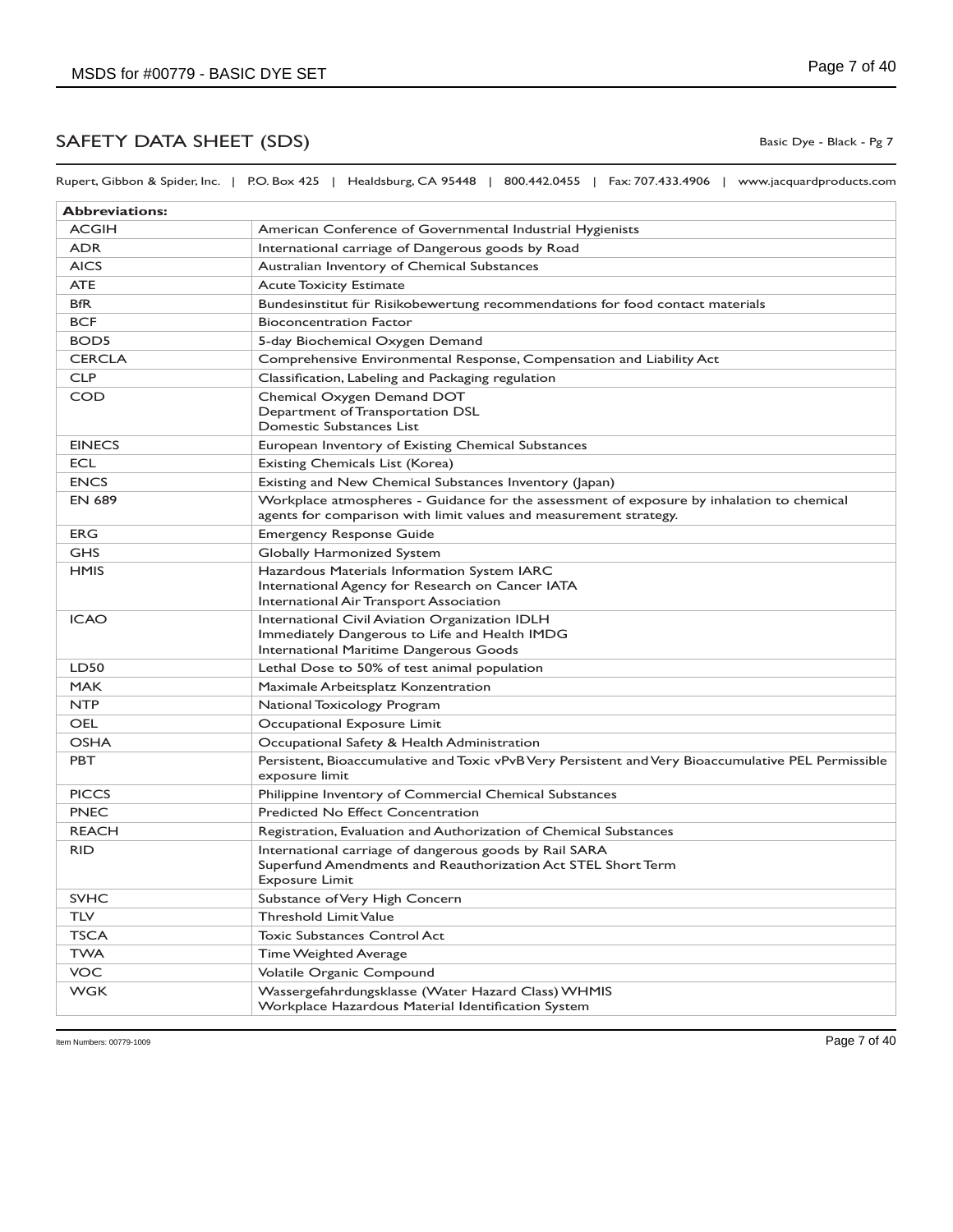## SAFETY DATA SHEET (SDS)

Basic Dye - Black - Pg 7

Rupert, Gibbon & Spider, Inc. | P.O. Box 425 | Healdsburg, CA 95448 | 800.442.0455 | Fax: 707.433.4906 | www.jacquardproducts.com

| **Abbreviations:** | |
|---|---|
| ACGIH | American Conference of Governmental Industrial Hygienists |
| ADR | International carriage of Dangerous goods by Road |
| AICS | Australian Inventory of Chemical Substances |
| ATE | Acute Toxicity Estimate |
| BfR | Bundesinstitut für Risikobewertung recommendations for food contact materials |
| BCF | Bioconcentration Factor |
| BOD5 | 5-day Biochemical Oxygen Demand |
| CERCLA | Comprehensive Environmental Response, Compensation and Liability Act |
| CLP | Classification, Labeling and Packaging regulation |
| COD | Chemical Oxygen Demand DOT Department of Transportation DSL Domestic Substances List |
| EINECS | European Inventory of Existing Chemical Substances |
| ECL | Existing Chemicals List (Korea) |
| ENCS | Existing and New Chemical Substances Inventory (Japan) |
| EN 689 | Workplace atmospheres - Guidance for the assessment of exposure by inhalation to chemical agents for comparison with limit values and measurement strategy. |
| ERG | Emergency Response Guide |
| GHS | Globally Harmonized System |
| HMIS | Hazardous Materials Information System IARC International Agency for Research on Cancer IATA International Air Transport Association |
| ICAO | International Civil Aviation Organization IDLH Immediately Dangerous to Life and Health IMDG International Maritime Dangerous Goods |
| LD50 | Lethal Dose to 50% of test animal population |
| MAK | Maximale Arbeitsplatz Konzentration |
| NTP | National Toxicology Program |
| OEL | Occupational Exposure Limit |
| OSHA | Occupational Safety & Health Administration |
| PBT | Persistent, Bioaccumulative and Toxic vPvB Very Persistent and Very Bioaccumulative PEL Permissible exposure limit |
| PICCS | Philippine Inventory of Commercial Chemical Substances |
| PNEC | Predicted No Effect Concentration |
| REACH | Registration, Evaluation and Authorization of Chemical Substances |
| RID | International carriage of dangerous goods by Rail SARA Superfund Amendments and Reauthorization Act STEL Short Term Exposure Limit |
| SVHC | Substance of Very High Concern |
| TLV | Threshold Limit Value |
| TSCA | Toxic Substances Control Act |
| TWA | Time Weighted Average |
| VOC | Volatile Organic Compound |
| WGK | Wassergefahrdungsklasse (Water Hazard Class) WHMIS Workplace Hazardous Material Identification System |

Item Numbers: 00779-1009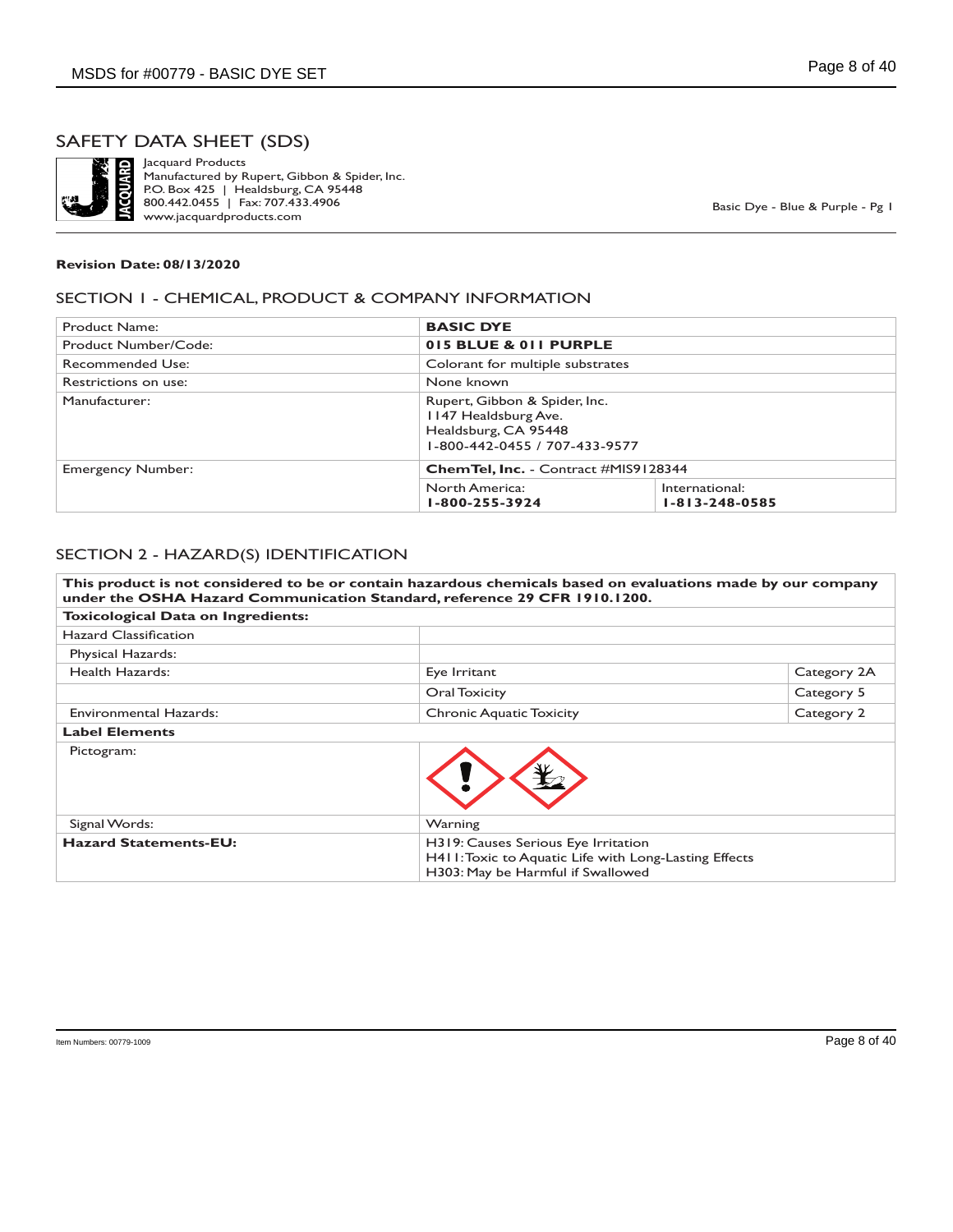# SAFETY DATA SHEET (SDS)

Jacquard Products
Manufactured by Rupert, Gibbon & Spider, Inc.
P.O. Box 425 | Healdsburg, CA 95448
800.442.0455 | Fax: 707.433.4906
www.jacquardproducts.com

Basic Dye - Blue & Purple - Pg 1

**Revision Date: 08/13/2020**

## SECTION 1 - CHEMICAL, PRODUCT & COMPANY INFORMATION

| Product Name: | **BASIC DYE** | |
|---|---|---|
| Product Number/Code: | **015 BLUE & 011 PURPLE** | |
| Recommended Use: | Colorant for multiple substrates | |
| Restrictions on use: | None known | |
| Manufacturer: | Rupert, Gibbon & Spider, Inc.<br>1147 Healdsburg Ave.<br>Healdsburg, CA 95448<br>1-800-442-0455 / 707-433-9577 | |
| Emergency Number: | **ChemTel, Inc.** - Contract #MIS9128344 | |
| | North America:<br>**1-800-255-3924** | International:<br>**1-813-248-0585** |

## SECTION 2 - HAZARD(S) IDENTIFICATION

**This product is not considered to be or contain hazardous chemicals based on evaluations made by our company under the OSHA Hazard Communication Standard, reference 29 CFR 1910.1200.**

| **Toxicological Data on Ingredients:** | | |
|---|---|---|
| Hazard Classification | | |
| Physical Hazards: | | |
| Health Hazards: | Eye Irritant | Category 2A |
| | Oral Toxicity | Category 5 |
| Environmental Hazards: | Chronic Aquatic Toxicity | Category 2 |
| **Label Elements** | | |
| Pictogram: | | |
| Signal Words: | Warning | |
| **Hazard Statements-EU:** | H319: Causes Serious Eye Irritation<br>H411: Toxic to Aquatic Life with Long-Lasting Effects<br>H303: May be Harmful if Swallowed | |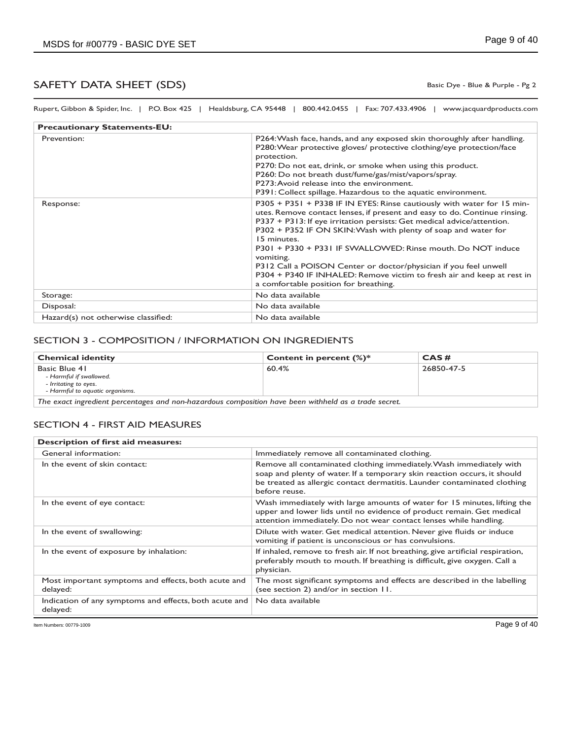# SAFETY DATA SHEET (SDS)

Basic Dye - Blue & Purple - Pg 2

Rupert, Gibbon & Spider, Inc. | P.O. Box 425 | Healdsburg, CA 95448 | 800.442.0455 | Fax: 707.433.4906 | www.jacquardproducts.com

| **Precautionary Statements-EU:** | |
|---|---|
| Prevention: | P264: Wash face, hands, and any exposed skin thoroughly after handling.<br>P280: Wear protective gloves/ protective clothing/eye protection/face protection.<br>P270: Do not eat, drink, or smoke when using this product.<br>P260: Do not breath dust/fume/gas/mist/vapors/spray.<br>P273: Avoid release into the environment.<br>P391: Collect spillage. Hazardous to the aquatic environment. |
| Response: | P305 + P351 + P338 IF IN EYES: Rinse cautiously with water for 15 minutes. Remove contact lenses, if present and easy to do. Continue rinsing.<br>P337 + P313: If eye irritation persists: Get medical advice/attention.<br>P302 + P352 IF ON SKIN: Wash with plenty of soap and water for 15 minutes.<br>P301 + P330 + P331 IF SWALLOWED: Rinse mouth. Do NOT induce vomiting.<br>P312 Call a POISON Center or doctor/physician if you feel unwell<br>P304 + P340 IF INHALED: Remove victim to fresh air and keep at rest in a comfortable position for breathing. |
| Storage: | No data available |
| Disposal: | No data available |
| Hazard(s) not otherwise classified: | No data available |

## SECTION 3 - COMPOSITION / INFORMATION ON INGREDIENTS

| **Chemical identity** | **Content in percent (%)*** | **CAS #** |
|---|---|---|
| Basic Blue 41<br>*- Harmful if swallowed.*<br>*- Irritating to eyes.*<br>*- Harmful to aquatic organisms.* | 60.4% | 26850-47-5 |

*The exact ingredient percentages and non-hazardous composition have been withheld as a trade secret.*

## SECTION 4 - FIRST AID MEASURES

| **Description of first aid measures:** | |
|---|---|
| General information: | Immediately remove all contaminated clothing. |
| In the event of skin contact: | Remove all contaminated clothing immediately. Wash immediately with soap and plenty of water. If a temporary skin reaction occurs, it should be treated as allergic contact dermatitis. Launder contaminated clothing before reuse. |
| In the event of eye contact: | Wash immediately with large amounts of water for 15 minutes, lifting the upper and lower lids until no evidence of product remain. Get medical attention immediately. Do not wear contact lenses while handling. |
| In the event of swallowing: | Dilute with water. Get medical attention. Never give fluids or induce vomiting if patient is unconscious or has convulsions. |
| In the event of exposure by inhalation: | If inhaled, remove to fresh air. If not breathing, give artificial respiration, preferably mouth to mouth. If breathing is difficult, give oxygen. Call a physician. |
| Most important symptoms and effects, both acute and delayed: | The most significant symptoms and effects are described in the labelling (see section 2) and/or in section 11. |
| Indication of any symptoms and effects, both acute and delayed: | No data available |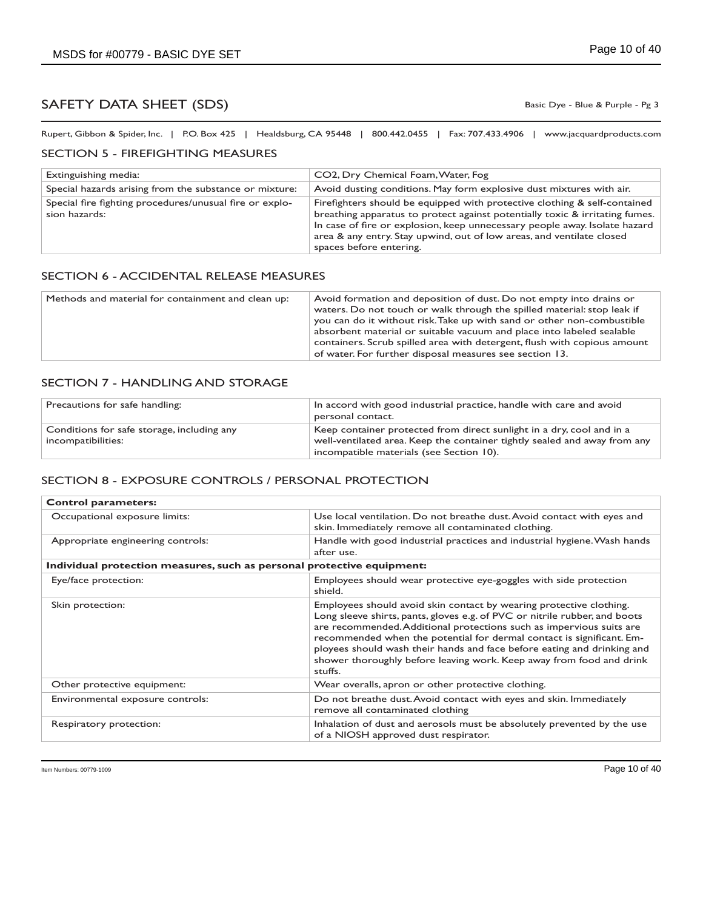## SAFETY DATA SHEET (SDS)

Basic Dye - Blue & Purple - Pg 3

Rupert, Gibbon & Spider, Inc. | P.O. Box 425 | Healdsburg, CA 95448 | 800.442.0455 | Fax: 707.433.4906 | www.jacquardproducts.com

### SECTION 5 - FIREFIGHTING MEASURES

| | |
|---|---|
| Extinguishing media: | CO2, Dry Chemical Foam, Water, Fog |
| Special hazards arising from the substance or mixture: | Avoid dusting conditions. May form explosive dust mixtures with air. |
| Special fire fighting procedures/unusual fire or explosion hazards: | Firefighters should be equipped with protective clothing & self-contained breathing apparatus to protect against potentially toxic & irritating fumes. In case of fire or explosion, keep unnecessary people away. Isolate hazard area & any entry. Stay upwind, out of low areas, and ventilate closed spaces before entering. |

### SECTION 6 - ACCIDENTAL RELEASE MEASURES

| | |
|---|---|
| Methods and material for containment and clean up: | Avoid formation and deposition of dust. Do not empty into drains or waters. Do not touch or walk through the spilled material: stop leak if you can do it without risk. Take up with sand or other non-combustible absorbent material or suitable vacuum and place into labeled sealable containers. Scrub spilled area with detergent, flush with copious amount of water. For further disposal measures see section 13. |

### SECTION 7 - HANDLING AND STORAGE

| | |
|---|---|
| Precautions for safe handling: | In accord with good industrial practice, handle with care and avoid personal contact. |
| Conditions for safe storage, including any incompatibilities: | Keep container protected from direct sunlight in a dry, cool and in a well-ventilated area. Keep the container tightly sealed and away from any incompatible materials (see Section 10). |

### SECTION 8 - EXPOSURE CONTROLS / PERSONAL PROTECTION

| | |
|---|---|
| **Control parameters:** | |
| Occupational exposure limits: | Use local ventilation. Do not breathe dust. Avoid contact with eyes and skin. Immediately remove all contaminated clothing. |
| Appropriate engineering controls: | Handle with good industrial practices and industrial hygiene. Wash hands after use. |
| **Individual protection measures, such as personal protective equipment:** | |
| Eye/face protection: | Employees should wear protective eye-goggles with side protection shield. |
| Skin protection: | Employees should avoid skin contact by wearing protective clothing. Long sleeve shirts, pants, gloves e.g. of PVC or nitrile rubber, and boots are recommended. Additional protections such as impervious suits are recommended when the potential for dermal contact is significant. Employees should wash their hands and face before eating and drinking and shower thoroughly before leaving work. Keep away from food and drink stuffs. |
| Other protective equipment: | Wear overalls, apron or other protective clothing. |
| Environmental exposure controls: | Do not breathe dust. Avoid contact with eyes and skin. Immediately remove all contaminated clothing |
| Respiratory protection: | Inhalation of dust and aerosols must be absolutely prevented by the use of a NIOSH approved dust respirator. |

Item Numbers: 00779-1009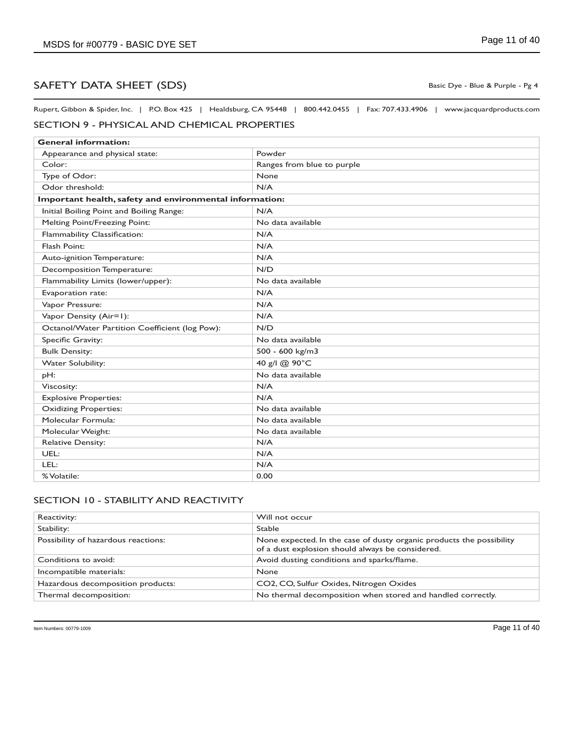# SAFETY DATA SHEET (SDS)

Basic Dye - Blue & Purple - Pg 4

Rupert, Gibbon & Spider, Inc. | P.O. Box 425 | Healdsburg, CA 95448 | 800.442.0455 | Fax: 707.433.4906 | www.jacquardproducts.com

## SECTION 9 - PHYSICAL AND CHEMICAL PROPERTIES

| **General information:** | |
|---|---|
| Appearance and physical state: | Powder |
| Color: | Ranges from blue to purple |
| Type of Odor: | None |
| Odor threshold: | N/A |
| **Important health, safety and environmental information:** | |
| Initial Boiling Point and Boiling Range: | N/A |
| Melting Point/Freezing Point: | No data available |
| Flammability Classification: | N/A |
| Flash Point: | N/A |
| Auto-ignition Temperature: | N/A |
| Decomposition Temperature: | N/D |
| Flammability Limits (lower/upper): | No data available |
| Evaporation rate: | N/A |
| Vapor Pressure: | N/A |
| Vapor Density (Air=1): | N/A |
| Octanol/Water Partition Coefficient (log Pow): | N/D |
| Specific Gravity: | No data available |
| Bulk Density: | 500 - 600 kg/m3 |
| Water Solubility: | 40 g/l @ 90°C |
| pH: | No data available |
| Viscosity: | N/A |
| Explosive Properties: | N/A |
| Oxidizing Properties: | No data available |
| Molecular Formula: | No data available |
| Molecular Weight: | No data available |
| Relative Density: | N/A |
| UEL: | N/A |
| LEL: | N/A |
| % Volatile: | 0.00 |

## SECTION 10 - STABILITY AND REACTIVITY

| Reactivity: | Will not occur |
|---|---|
| Stability: | Stable |
| Possibility of hazardous reactions: | None expected. In the case of dusty organic products the possibility of a dust explosion should always be considered. |
| Conditions to avoid: | Avoid dusting conditions and sparks/flame. |
| Incompatible materials: | None |
| Hazardous decomposition products: | $CO_2$, CO, Sulfur Oxides, Nitrogen Oxides |
| Thermal decomposition: | No thermal decomposition when stored and handled correctly. |

Item Numbers: 00779-1009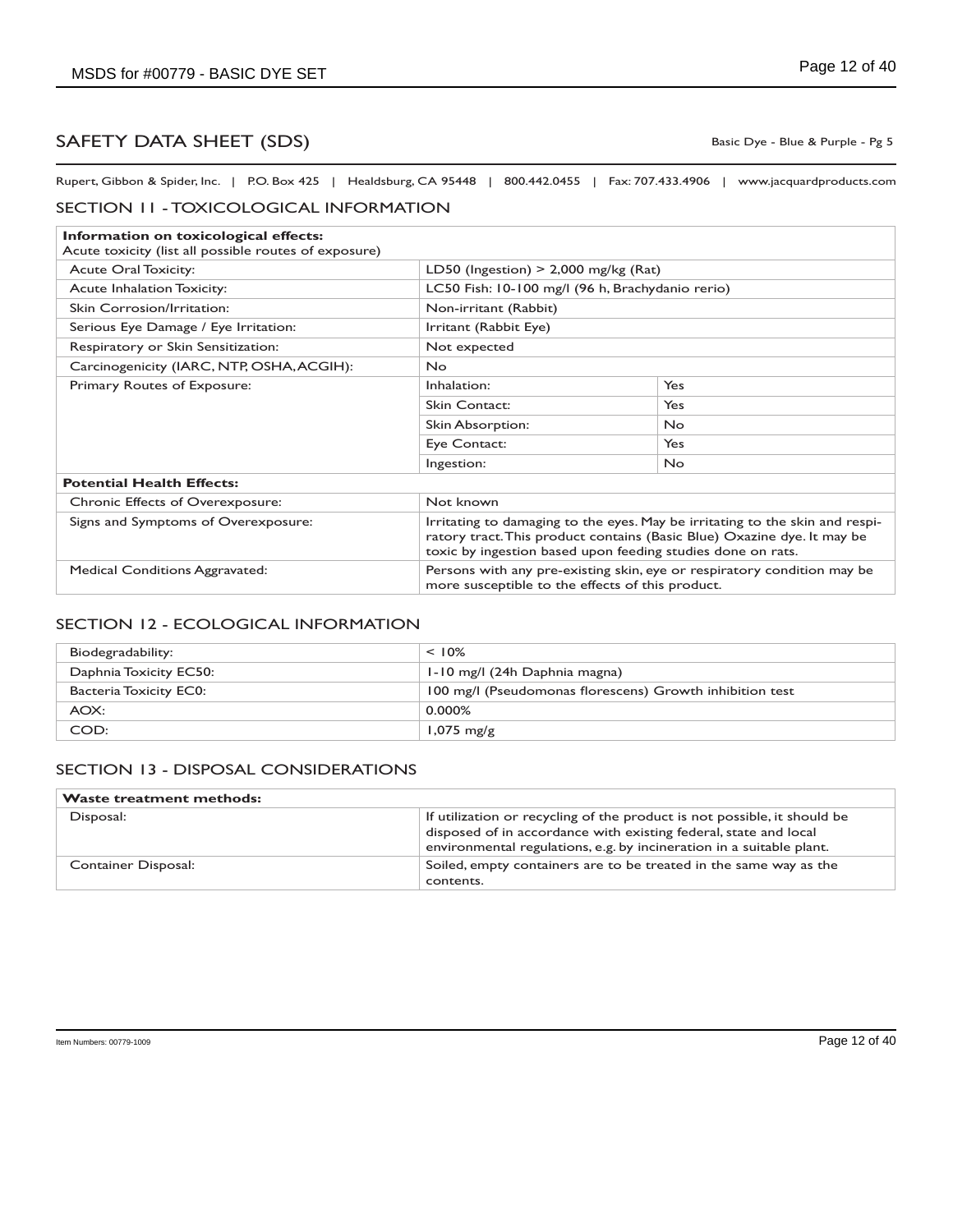# SAFETY DATA SHEET (SDS)

Basic Dye - Blue & Purple - Pg 5

Rupert, Gibbon & Spider, Inc. | P.O. Box 425 | Healdsburg, CA 95448 | 800.442.0455 | Fax: 707.433.4906 | www.jacquardproducts.com

## SECTION 11 - TOXICOLOGICAL INFORMATION

| **Information on toxicological effects:** Acute toxicity (list all possible routes of exposure) | | |
|---|---|---|
| Acute Oral Toxicity: | LD50 (Ingestion) > 2,000 mg/kg (Rat) | |
| Acute Inhalation Toxicity: | LC50 Fish: 10-100 mg/l (96 h, Brachydanio rerio) | |
| Skin Corrosion/Irritation: | Non-irritant (Rabbit) | |
| Serious Eye Damage / Eye Irritation: | Irritant (Rabbit Eye) | |
| Respiratory or Skin Sensitization: | Not expected | |
| Carcinogenicity (IARC, NTP, OSHA, ACGIH): | No | |
| Primary Routes of Exposure: | Inhalation: | Yes |
| | Skin Contact: | Yes |
| | Skin Absorption: | No |
| | Eye Contact: | Yes |
| | Ingestion: | No |
| **Potential Health Effects:** | | |
| Chronic Effects of Overexposure: | Not known | |
| Signs and Symptoms of Overexposure: | Irritating to damaging to the eyes. May be irritating to the skin and respiratory tract. This product contains (Basic Blue) Oxazine dye. It may be toxic by ingestion based upon feeding studies done on rats. | |
| Medical Conditions Aggravated: | Persons with any pre-existing skin, eye or respiratory condition may be more susceptible to the effects of this product. | |

## SECTION 12 - ECOLOGICAL INFORMATION

| | |
|---|---|
| Biodegradability: | < 10% |
| Daphnia Toxicity EC50: | 1-10 mg/l (24h Daphnia magna) |
| Bacteria Toxicity EC0: | 100 mg/l (Pseudomonas florescens) Growth inhibition test |
| AOX: | 0.000% |
| COD: | 1,075 mg/g |

## SECTION 13 - DISPOSAL CONSIDERATIONS

| **Waste treatment methods:** | |
|---|---|
| Disposal: | If utilization or recycling of the product is not possible, it should be disposed of in accordance with existing federal, state and local environmental regulations, e.g. by incineration in a suitable plant. |
| Container Disposal: | Soiled, empty containers are to be treated in the same way as the contents. |

Item Numbers: 00779-1009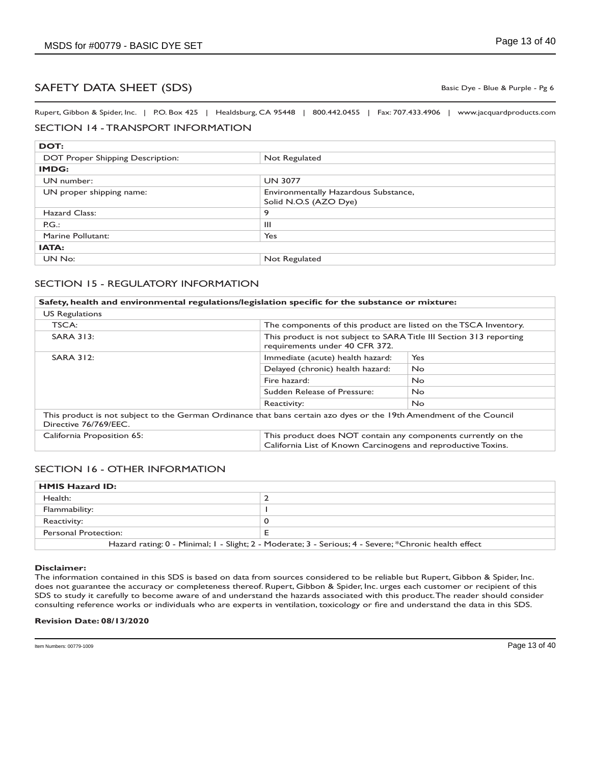# SAFETY DATA SHEET (SDS)

Basic Dye - Blue & Purple - Pg 6

Rupert, Gibbon & Spider, Inc. | P.O. Box 425 | Healdsburg, CA 95448 | 800.442.0455 | Fax: 707.433.4906 | www.jacquardproducts.com

## SECTION 14 - TRANSPORT INFORMATION

| **DOT:** | |
|---|---|
| DOT Proper Shipping Description: | Not Regulated |
| **IMDG:** | |
| UN number: | UN 3077 |
| UN proper shipping name: | Environmentally Hazardous Substance, Solid N.O.S (AZO Dye) |
| Hazard Class: | 9 |
| P.G.: | III |
| Marine Pollutant: | Yes |
| **IATA:** | |
| UN No: | Not Regulated |

## SECTION 15 - REGULATORY INFORMATION

| **Safety, health and environmental regulations/legislation specific for the substance or mixture:** | | |
|---|---|---|
| US Regulations | | |
| TSCA: | The components of this product are listed on the TSCA Inventory. | |
| SARA 313: | This product is not subject to SARA Title III Section 313 reporting requirements under 40 CFR 372. | |
| SARA 312: | Immediate (acute) health hazard: | Yes |
| | Delayed (chronic) health hazard: | No |
| | Fire hazard: | No |
| | Sudden Release of Pressure: | No |
| | Reactivity: | No |
| This product is not subject to the German Ordinance that bans certain azo dyes or the 19th Amendment of the Council Directive 76/769/EEC. | | |
| California Proposition 65: | This product does NOT contain any components currently on the California List of Known Carcinogens and reproductive Toxins. | |

## SECTION 16 - OTHER INFORMATION

| **HMIS Hazard ID:** | |
|---|---|
| Health: | 2 |
| Flammability: | 1 |
| Reactivity: | 0 |
| Personal Protection: | E |
| Hazard rating: 0 - Minimal; 1 - Slight; 2 - Moderate; 3 - Serious; 4 - Severe; *Chronic health effect | |

**Disclaimer:**
The information contained in this SDS is based on data from sources considered to be reliable but Rupert, Gibbon & Spider, Inc. does not guarantee the accuracy or completeness thereof. Rupert, Gibbon & Spider, Inc. urges each customer or recipient of this SDS to study it carefully to become aware of and understand the hazards associated with this product. The reader should consider consulting reference works or individuals who are experts in ventilation, toxicology or fire and understand the data in this SDS.

**Revision Date: 08/13/2020**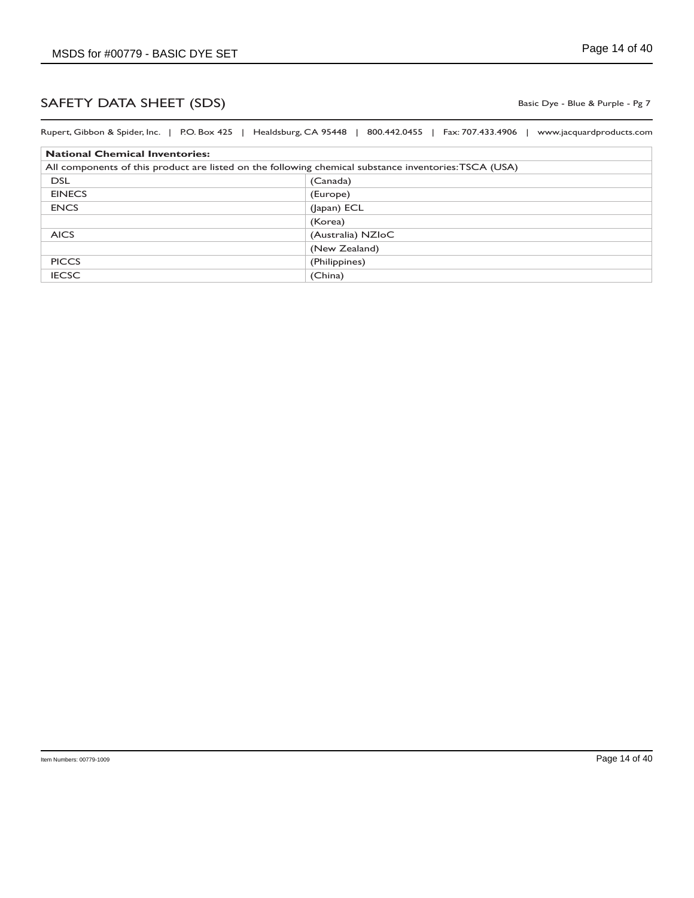## SAFETY DATA SHEET (SDS)

Basic Dye - Blue & Purple - Pg 7

Rupert, Gibbon & Spider, Inc. | P.O. Box 425 | Healdsburg, CA 95448 | 800.442.0455 | Fax: 707.433.4906 | www.jacquardproducts.com

| **National Chemical Inventories:** | |
|---|---|
| All components of this product are listed on the following chemical substance inventories: TSCA (USA) | |
| DSL | (Canada) |
| EINECS | (Europe) |
| ENCS | (Japan) ECL |
| | (Korea) |
| AICS | (Australia) NZIoC |
| | (New Zealand) |
| PICCS | (Philippines) |
| IECSC | (China) |

Item Numbers: 00779-1009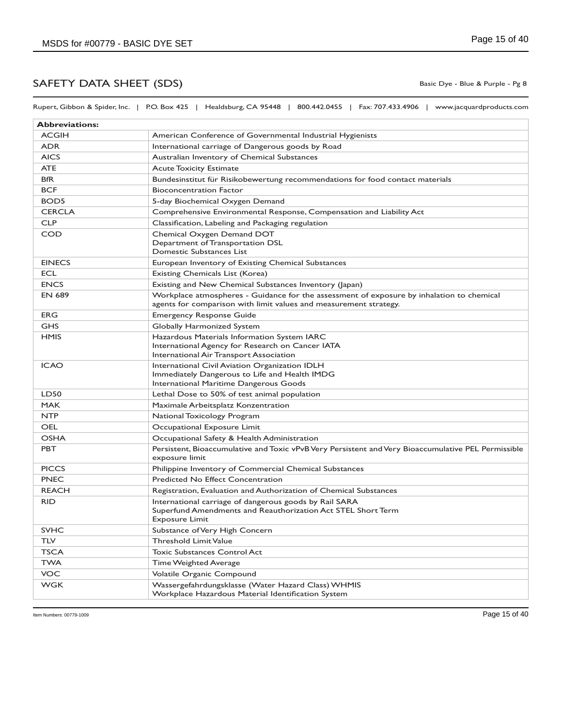## SAFETY DATA SHEET (SDS)

Basic Dye - Blue & Purple - Pg 8

Rupert, Gibbon & Spider, Inc. | P.O. Box 425 | Healdsburg, CA 95448 | 800.442.0455 | Fax: 707.433.4906 | www.jacquardproducts.com

| **Abbreviations:** | |
|---|---|
| ACGIH | American Conference of Governmental Industrial Hygienists |
| ADR | International carriage of Dangerous goods by Road |
| AICS | Australian Inventory of Chemical Substances |
| ATE | Acute Toxicity Estimate |
| BfR | Bundesinstitut für Risikobewertung recommendations for food contact materials |
| BCF | Bioconcentration Factor |
| BOD5 | 5-day Biochemical Oxygen Demand |
| CERCLA | Comprehensive Environmental Response, Compensation and Liability Act |
| CLP | Classification, Labeling and Packaging regulation |
| COD | Chemical Oxygen Demand DOT<br>Department of Transportation DSL<br>Domestic Substances List |
| EINECS | European Inventory of Existing Chemical Substances |
| ECL | Existing Chemicals List (Korea) |
| ENCS | Existing and New Chemical Substances Inventory (Japan) |
| EN 689 | Workplace atmospheres - Guidance for the assessment of exposure by inhalation to chemical agents for comparison with limit values and measurement strategy. |
| ERG | Emergency Response Guide |
| GHS | Globally Harmonized System |
| HMIS | Hazardous Materials Information System IARC<br>International Agency for Research on Cancer IATA<br>International Air Transport Association |
| ICAO | International Civil Aviation Organization IDLH<br>Immediately Dangerous to Life and Health IMDG<br>International Maritime Dangerous Goods |
| LD50 | Lethal Dose to 50% of test animal population |
| MAK | Maximale Arbeitsplatz Konzentration |
| NTP | National Toxicology Program |
| OEL | Occupational Exposure Limit |
| OSHA | Occupational Safety & Health Administration |
| PBT | Persistent, Bioaccumulative and Toxic vPvB Very Persistent and Very Bioaccumulative PEL Permissible exposure limit |
| PICCS | Philippine Inventory of Commercial Chemical Substances |
| PNEC | Predicted No Effect Concentration |
| REACH | Registration, Evaluation and Authorization of Chemical Substances |
| RID | International carriage of dangerous goods by Rail SARA<br>Superfund Amendments and Reauthorization Act STEL Short Term<br>Exposure Limit |
| SVHC | Substance of Very High Concern |
| TLV | Threshold Limit Value |
| TSCA | Toxic Substances Control Act |
| TWA | Time Weighted Average |
| VOC | Volatile Organic Compound |
| WGK | Wassergefahrdungsklasse (Water Hazard Class) WHMIS<br>Workplace Hazardous Material Identification System |

Item Numbers: 00779-1009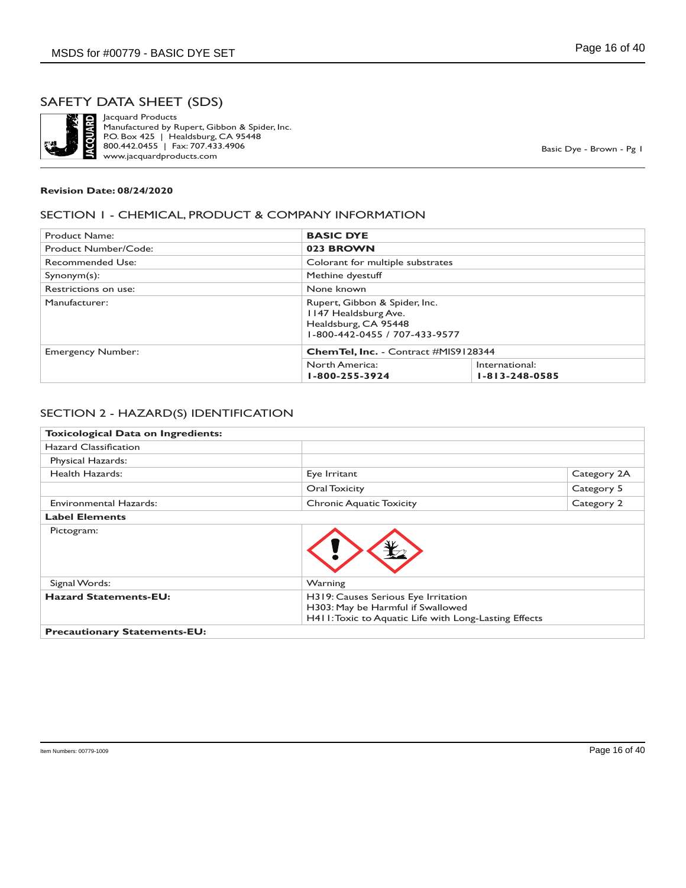# SAFETY DATA SHEET (SDS)

Jacquard Products
Manufactured by Rupert, Gibbon & Spider, Inc.
P.O. Box 425 | Healdsburg, CA 95448
800.442.0455 | Fax: 707.433.4906
www.jacquardproducts.com

Basic Dye - Brown - Pg 1

**Revision Date: 08/24/2020**

## SECTION 1 - CHEMICAL, PRODUCT & COMPANY INFORMATION

| | | |
|---|---|---|
| Product Name: | **BASIC DYE** | |
| Product Number/Code: | **023 BROWN** | |
| Recommended Use: | Colorant for multiple substrates | |
| Synonym(s): | Methine dyestuff | |
| Restrictions on use: | None known | |
| Manufacturer: | Rupert, Gibbon & Spider, Inc.<br>1147 Healdsburg Ave.<br>Healdsburg, CA 95448<br>1-800-442-0455 / 707-433-9577 | |
| Emergency Number: | **ChemTel, Inc.** - Contract #MIS9128344 | |
| | North America:<br>**1-800-255-3924** | International:<br>**1-813-248-0585** |

## SECTION 2 - HAZARD(S) IDENTIFICATION

| | | |
|---|---|---|
| **Toxicological Data on Ingredients:** | | |
| Hazard Classification | | |
| Physical Hazards: | | |
| Health Hazards: | Eye Irritant | Category 2A |
| | Oral Toxicity | Category 5 |
| Environmental Hazards: | Chronic Aquatic Toxicity | Category 2 |
| **Label Elements** | | |
| Pictogram: | | |
| Signal Words: | Warning | |
| **Hazard Statements-EU:** | H319: Causes Serious Eye Irritation<br>H303: May be Harmful if Swallowed<br>H411: Toxic to Aquatic Life with Long-Lasting Effects | |
| **Precautionary Statements-EU:** | | |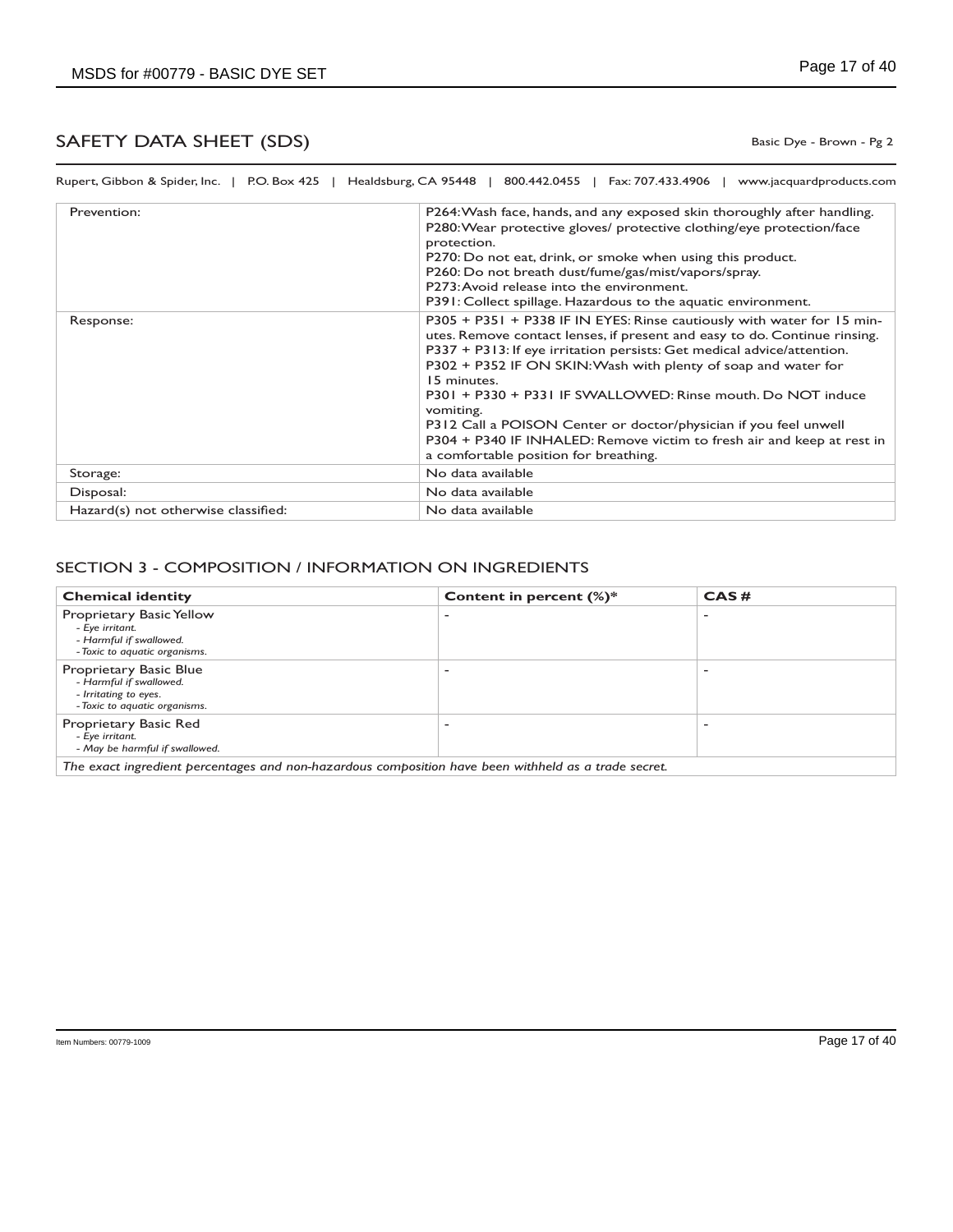# SAFETY DATA SHEET (SDS)

Basic Dye - Brown - Pg 2

Rupert, Gibbon & Spider, Inc. | P.O. Box 425 | Healdsburg, CA 95448 | 800.442.0455 | Fax: 707.433.4906 | www.jacquardproducts.com

| | |
|---|---|
| Prevention: | P264: Wash face, hands, and any exposed skin thoroughly after handling.<br>P280: Wear protective gloves/ protective clothing/eye protection/face protection.<br>P270: Do not eat, drink, or smoke when using this product.<br>P260: Do not breath dust/fume/gas/mist/vapors/spray.<br>P273: Avoid release into the environment.<br>P391: Collect spillage. Hazardous to the aquatic environment. |
| Response: | P305 + P351 + P338 IF IN EYES: Rinse cautiously with water for 15 minutes. Remove contact lenses, if present and easy to do. Continue rinsing.<br>P337 + P313: If eye irritation persists: Get medical advice/attention.<br>P302 + P352 IF ON SKIN: Wash with plenty of soap and water for 15 minutes.<br>P301 + P330 + P331 IF SWALLOWED: Rinse mouth. Do NOT induce vomiting.<br>P312 Call a POISON Center or doctor/physician if you feel unwell<br>P304 + P340 IF INHALED: Remove victim to fresh air and keep at rest in a comfortable position for breathing. |
| Storage: | No data available |
| Disposal: | No data available |
| Hazard(s) not otherwise classified: | No data available |

## SECTION 3 - COMPOSITION / INFORMATION ON INGREDIENTS

| Chemical identity | Content in percent (%)* | CAS # |
|---|---|---|
| Proprietary Basic Yellow<br>*- Eye irritant.*<br>*- Harmful if swallowed.*<br>*- Toxic to aquatic organisms.* | - | - |
| Proprietary Basic Blue<br>*- Harmful if swallowed.*<br>*- Irritating to eyes.*<br>*- Toxic to aquatic organisms.* | - | - |
| Proprietary Basic Red<br>*- Eye irritant.*<br>*- May be harmful if swallowed.* | - | - |
| *The exact ingredient percentages and non-hazardous composition have been withheld as a trade secret.* | | |

Item Numbers: 00779-1009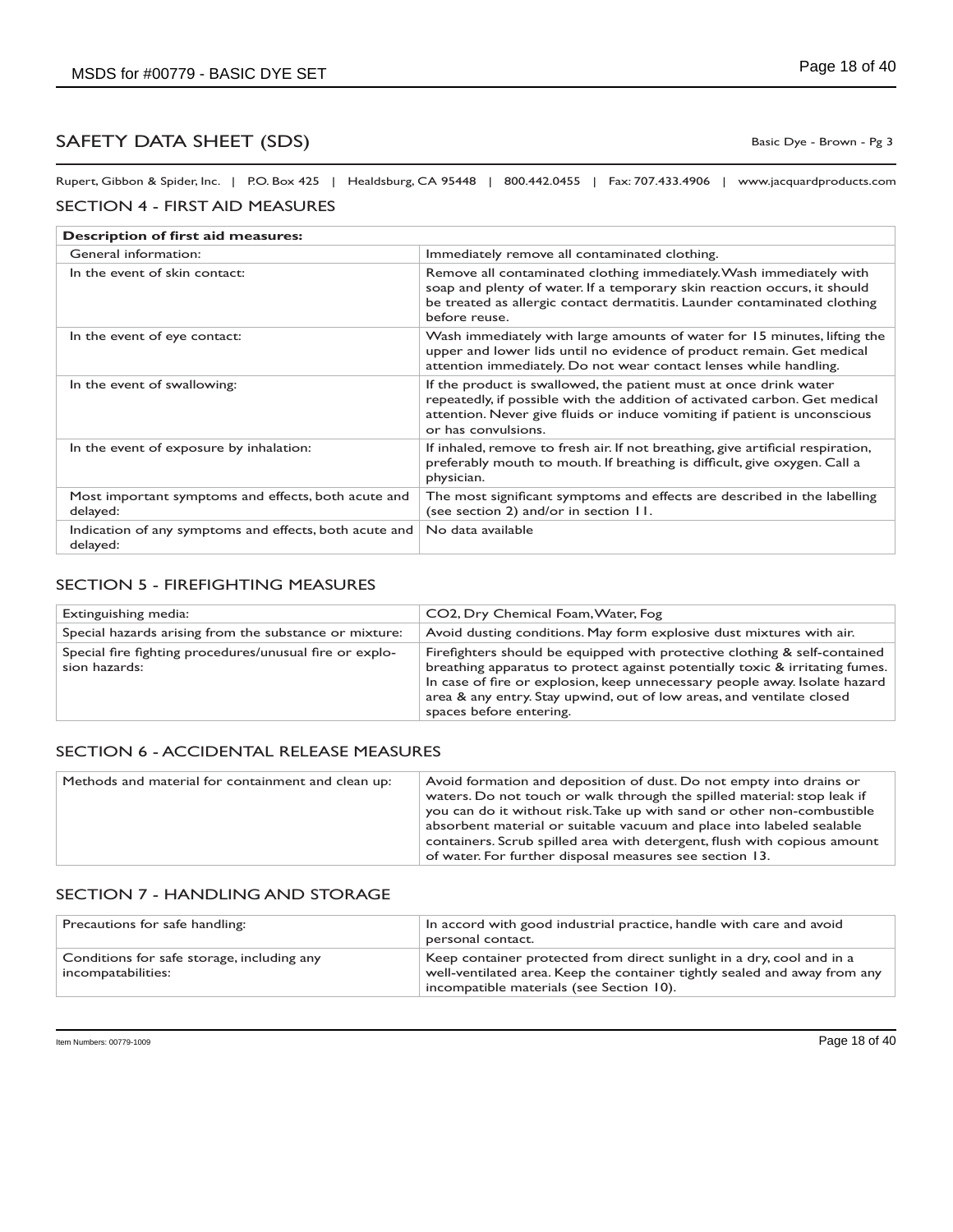## SAFETY DATA SHEET (SDS)

Basic Dye - Brown - Pg 3

Rupert, Gibbon & Spider, Inc. | P.O. Box 425 | Healdsburg, CA 95448 | 800.442.0455 | Fax: 707.433.4906 | www.jacquardproducts.com

### SECTION 4 - FIRST AID MEASURES

| **Description of first aid measures:** | |
|---|---|
| General information: | Immediately remove all contaminated clothing. |
| In the event of skin contact: | Remove all contaminated clothing immediately. Wash immediately with soap and plenty of water. If a temporary skin reaction occurs, it should be treated as allergic contact dermatitis. Launder contaminated clothing before reuse. |
| In the event of eye contact: | Wash immediately with large amounts of water for 15 minutes, lifting the upper and lower lids until no evidence of product remain. Get medical attention immediately. Do not wear contact lenses while handling. |
| In the event of swallowing: | If the product is swallowed, the patient must at once drink water repeatedly, if possible with the addition of activated carbon. Get medical attention. Never give fluids or induce vomiting if patient is unconscious or has convulsions. |
| In the event of exposure by inhalation: | If inhaled, remove to fresh air. If not breathing, give artificial respiration, preferably mouth to mouth. If breathing is difficult, give oxygen. Call a physician. |
| Most important symptoms and effects, both acute and delayed: | The most significant symptoms and effects are described in the labelling (see section 2) and/or in section 11. |
| Indication of any symptoms and effects, both acute and delayed: | No data available |

### SECTION 5 - FIREFIGHTING MEASURES

| | |
|---|---|
| Extinguishing media: | $CO_2$, Dry Chemical Foam, Water, Fog |
| Special hazards arising from the substance or mixture: | Avoid dusting conditions. May form explosive dust mixtures with air. |
| Special fire fighting procedures/unusual fire or explosion hazards: | Firefighters should be equipped with protective clothing & self-contained breathing apparatus to protect against potentially toxic & irritating fumes. In case of fire or explosion, keep unnecessary people away. Isolate hazard area & any entry. Stay upwind, out of low areas, and ventilate closed spaces before entering. |

### SECTION 6 - ACCIDENTAL RELEASE MEASURES

| | |
|---|---|
| Methods and material for containment and clean up: | Avoid formation and deposition of dust. Do not empty into drains or waters. Do not touch or walk through the spilled material: stop leak if you can do it without risk. Take up with sand or other non-combustible absorbent material or suitable vacuum and place into labeled sealable containers. Scrub spilled area with detergent, flush with copious amount of water. For further disposal measures see section 13. |

### SECTION 7 - HANDLING AND STORAGE

| | |
|---|---|
| Precautions for safe handling: | In accord with good industrial practice, handle with care and avoid personal contact. |
| Conditions for safe storage, including any incompatabilities: | Keep container protected from direct sunlight in a dry, cool and in a well-ventilated area. Keep the container tightly sealed and away from any incompatible materials (see Section 10). |

Item Numbers: 00779-1009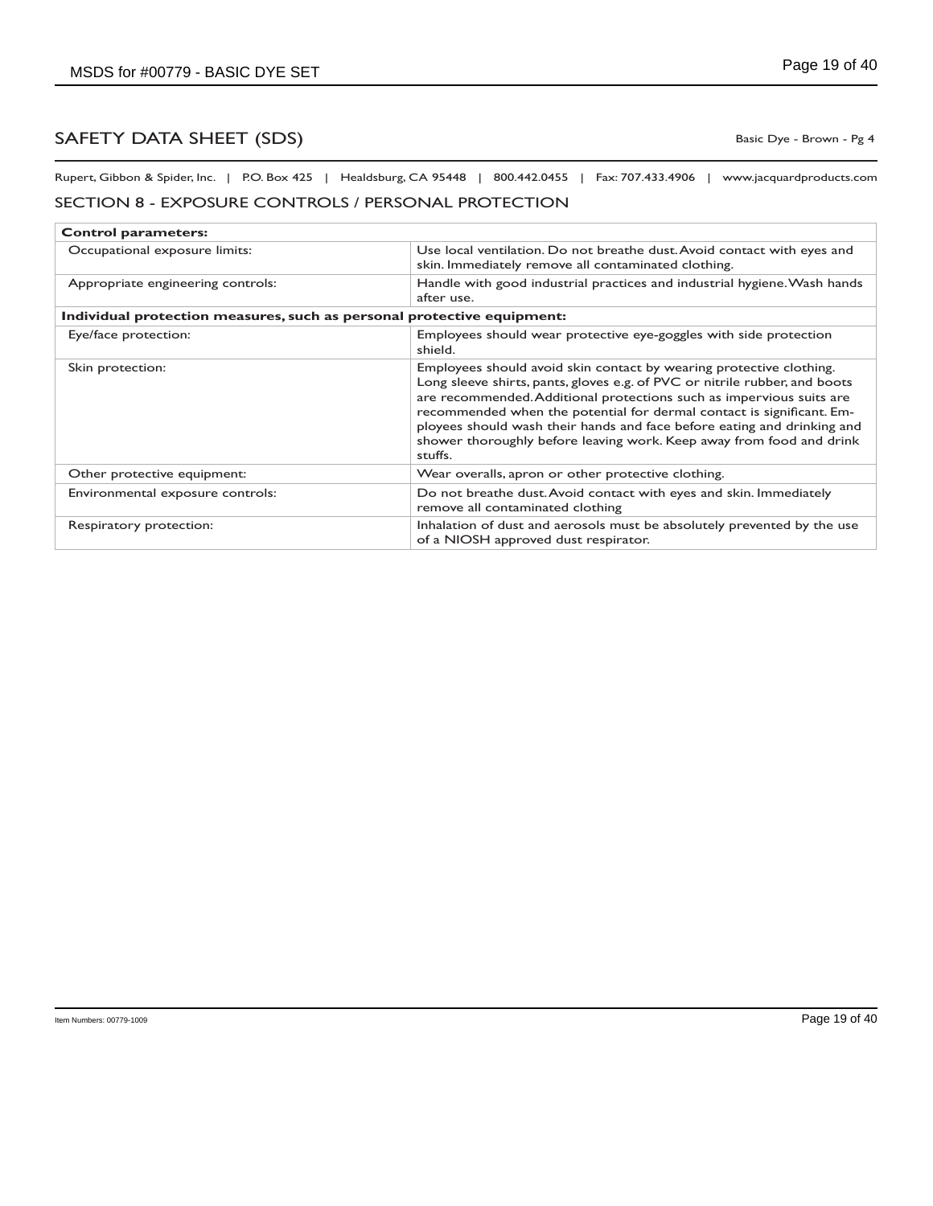# SAFETY DATA SHEET (SDS)

Basic Dye - Brown - Pg 4

Rupert, Gibbon & Spider, Inc. | P.O. Box 425 | Healdsburg, CA 95448 | 800.442.0455 | Fax: 707.433.4906 | www.jacquardproducts.com

## SECTION 8 - EXPOSURE CONTROLS / PERSONAL PROTECTION

| **Control parameters:** | |
|---|---|
| Occupational exposure limits: | Use local ventilation. Do not breathe dust. Avoid contact with eyes and skin. Immediately remove all contaminated clothing. |
| Appropriate engineering controls: | Handle with good industrial practices and industrial hygiene. Wash hands after use. |
| **Individual protection measures, such as personal protective equipment:** | |
| Eye/face protection: | Employees should wear protective eye-goggles with side protection shield. |
| Skin protection: | Employees should avoid skin contact by wearing protective clothing. Long sleeve shirts, pants, gloves e.g. of PVC or nitrile rubber, and boots are recommended. Additional protections such as impervious suits are recommended when the potential for dermal contact is significant. Employees should wash their hands and face before eating and drinking and shower thoroughly before leaving work. Keep away from food and drink stuffs. |
| Other protective equipment: | Wear overalls, apron or other protective clothing. |
| Environmental exposure controls: | Do not breathe dust. Avoid contact with eyes and skin. Immediately remove all contaminated clothing |
| Respiratory protection: | Inhalation of dust and aerosols must be absolutely prevented by the use of a NIOSH approved dust respirator. |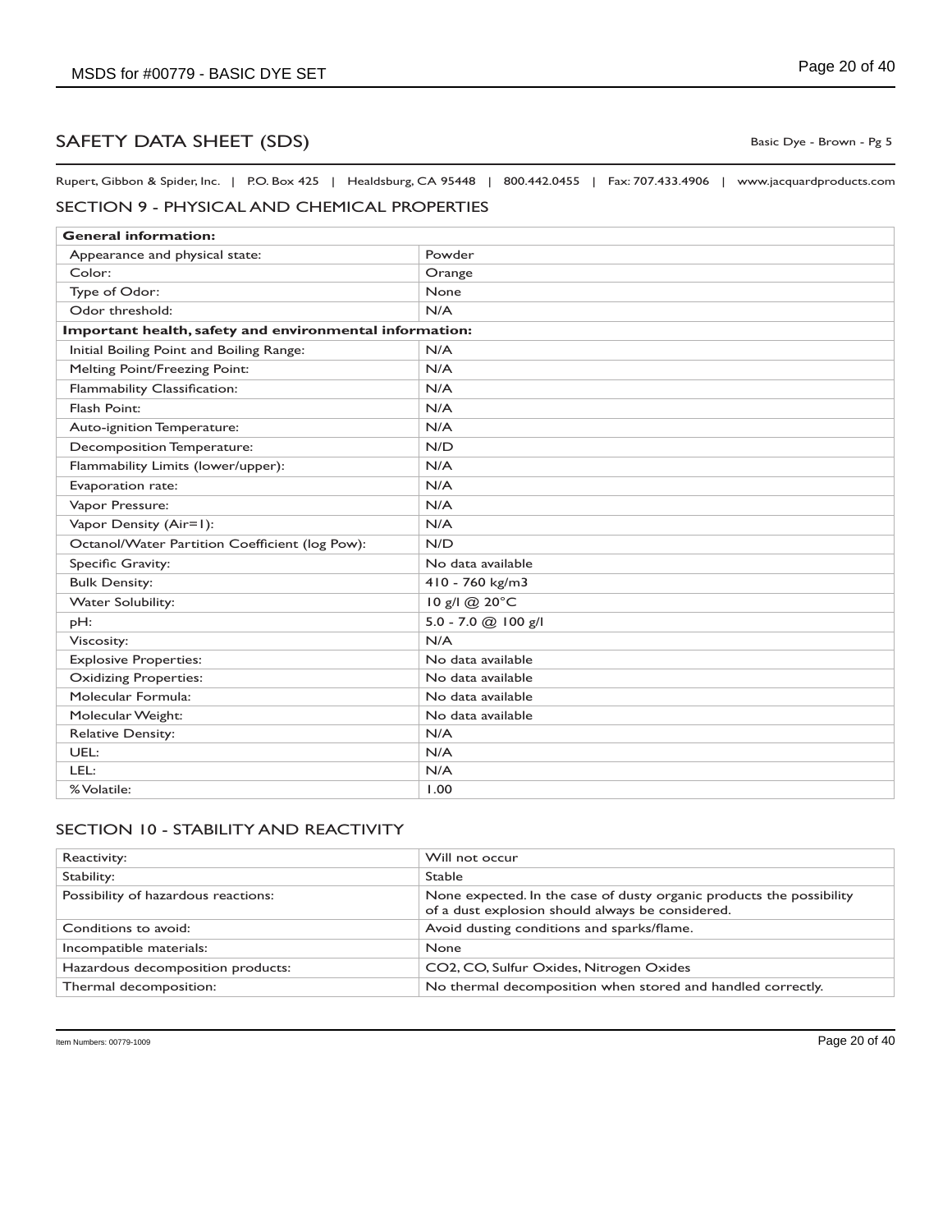## SAFETY DATA SHEET (SDS)

Basic Dye - Brown - Pg 5

Rupert, Gibbon & Spider, Inc. | P.O. Box 425 | Healdsburg, CA 95448 | 800.442.0455 | Fax: 707.433.4906 | www.jacquardproducts.com

### SECTION 9 - PHYSICAL AND CHEMICAL PROPERTIES

| **General information:** | |
|---|---|
| Appearance and physical state: | Powder |
| Color: | Orange |
| Type of Odor: | None |
| Odor threshold: | N/A |
| **Important health, safety and environmental information:** | |
| Initial Boiling Point and Boiling Range: | N/A |
| Melting Point/Freezing Point: | N/A |
| Flammability Classification: | N/A |
| Flash Point: | N/A |
| Auto-ignition Temperature: | N/A |
| Decomposition Temperature: | N/D |
| Flammability Limits (lower/upper): | N/A |
| Evaporation rate: | N/A |
| Vapor Pressure: | N/A |
| Vapor Density (Air=1): | N/A |
| Octanol/Water Partition Coefficient (log Pow): | N/D |
| Specific Gravity: | No data available |
| Bulk Density: | 410 - 760 kg/m3 |
| Water Solubility: | 10 g/l @ 20°C |
| pH: | 5.0 - 7.0 @ 100 g/l |
| Viscosity: | N/A |
| Explosive Properties: | No data available |
| Oxidizing Properties: | No data available |
| Molecular Formula: | No data available |
| Molecular Weight: | No data available |
| Relative Density: | N/A |
| UEL: | N/A |
| LEL: | N/A |
| % Volatile: | 1.00 |

### SECTION 10 - STABILITY AND REACTIVITY

| Reactivity: | Will not occur |
|---|---|
| Stability: | Stable |
| Possibility of hazardous reactions: | None expected. In the case of dusty organic products the possibility of a dust explosion should always be considered. |
| Conditions to avoid: | Avoid dusting conditions and sparks/flame. |
| Incompatible materials: | None |
| Hazardous decomposition products: | $CO_2$, CO, Sulfur Oxides, Nitrogen Oxides |
| Thermal decomposition: | No thermal decomposition when stored and handled correctly. |

Item Numbers: 00779-1009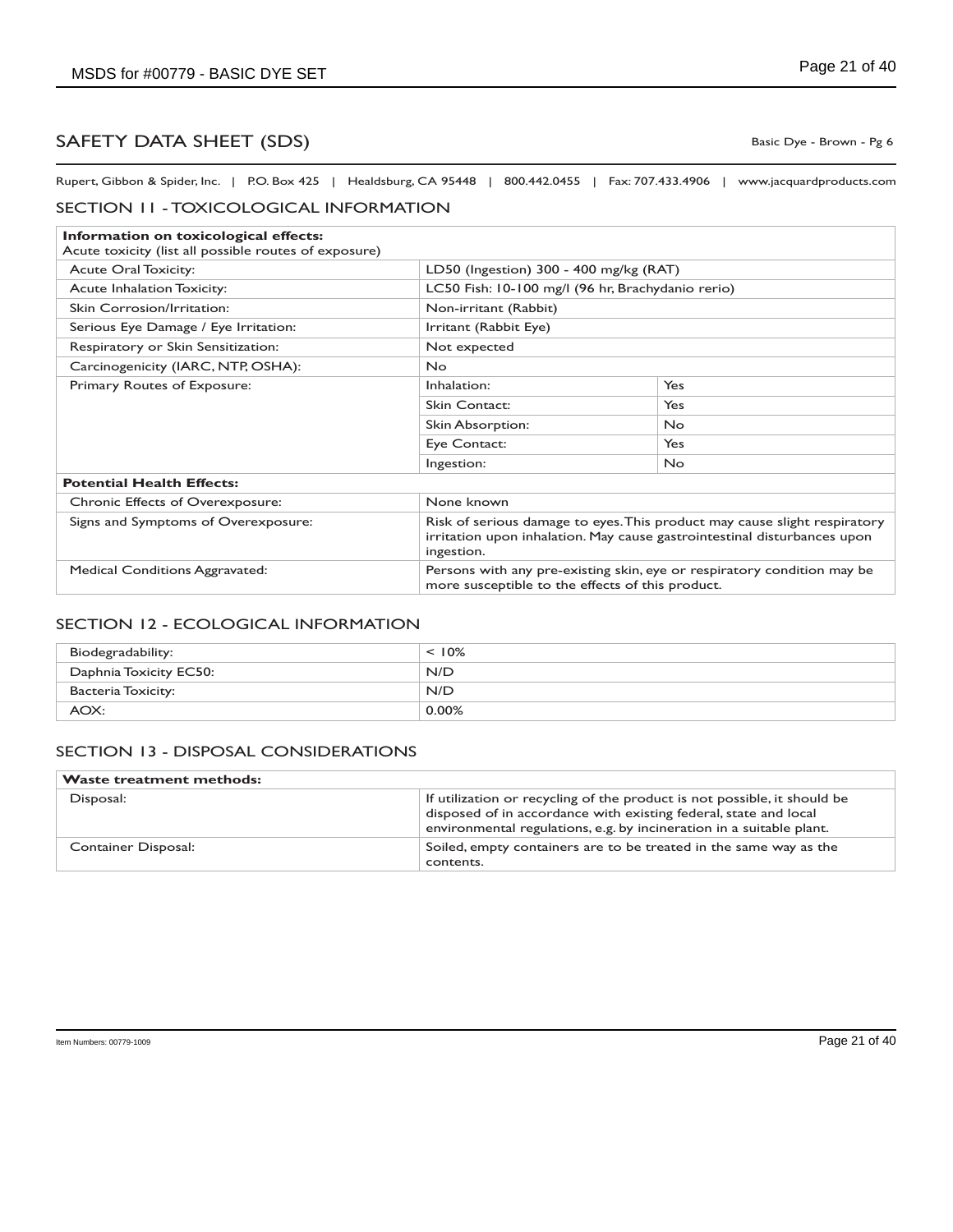# SAFETY DATA SHEET (SDS)

Basic Dye - Brown - Pg 6

Rupert, Gibbon & Spider, Inc. | P.O. Box 425 | Healdsburg, CA 95448 | 800.442.0455 | Fax: 707.433.4906 | www.jacquardproducts.com

## SECTION 11 - TOXICOLOGICAL INFORMATION

| **Information on toxicological effects:**<br>Acute toxicity (list all possible routes of exposure) | | |
|---|---|---|
| Acute Oral Toxicity: | LD50 (Ingestion) 300 - 400 mg/kg (RAT) | |
| Acute Inhalation Toxicity: | LC50 Fish: 10-100 mg/l (96 hr, Brachydanio rerio) | |
| Skin Corrosion/Irritation: | Non-irritant (Rabbit) | |
| Serious Eye Damage / Eye Irritation: | Irritant (Rabbit Eye) | |
| Respiratory or Skin Sensitization: | Not expected | |
| Carcinogenicity (IARC, NTP, OSHA): | No | |
| Primary Routes of Exposure: | Inhalation: | Yes |
| | Skin Contact: | Yes |
| | Skin Absorption: | No |
| | Eye Contact: | Yes |
| | Ingestion: | No |
| **Potential Health Effects:** | | |
| Chronic Effects of Overexposure: | None known | |
| Signs and Symptoms of Overexposure: | Risk of serious damage to eyes. This product may cause slight respiratory irritation upon inhalation. May cause gastrointestinal disturbances upon ingestion. | |
| Medical Conditions Aggravated: | Persons with any pre-existing skin, eye or respiratory condition may be more susceptible to the effects of this product. | |

## SECTION 12 - ECOLOGICAL INFORMATION

| | |
|---|---|
| Biodegradability: | < 10% |
| Daphnia Toxicity EC50: | N/D |
| Bacteria Toxicity: | N/D |
| AOX: | 0.00% |

## SECTION 13 - DISPOSAL CONSIDERATIONS

| **Waste treatment methods:** | |
|---|---|
| Disposal: | If utilization or recycling of the product is not possible, it should be disposed of in accordance with existing federal, state and local environmental regulations, e.g. by incineration in a suitable plant. |
| Container Disposal: | Soiled, empty containers are to be treated in the same way as the contents. |

Item Numbers: 00779-1009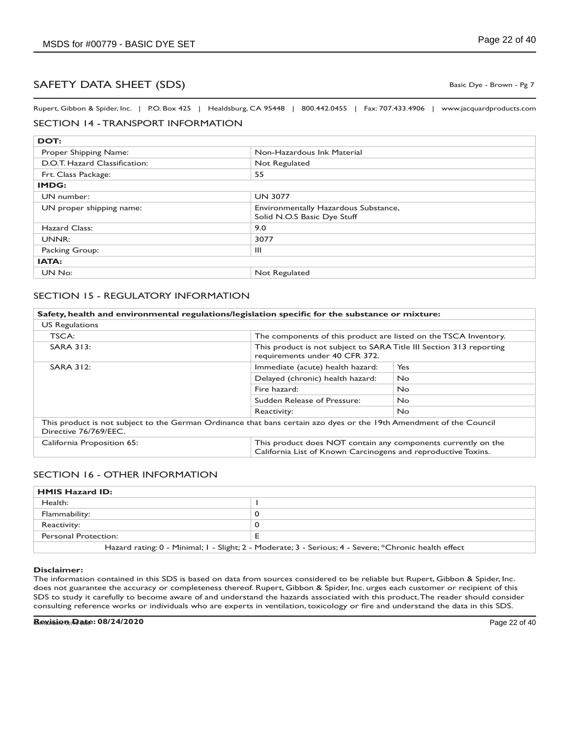# SAFETY DATA SHEET (SDS)

Basic Dye - Brown - Pg 7

Rupert, Gibbon & Spider, Inc. | P.O. Box 425 | Healdsburg, CA 95448 | 800.442.0455 | Fax: 707.433.4906 | www.jacquardproducts.com

## SECTION 14 - TRANSPORT INFORMATION

| **DOT:** | |
|---|---|
| Proper Shipping Name: | Non-Hazardous Ink Material |
| D.O.T. Hazard Classification: | Not Regulated |
| Frt. Class Package: | 55 |
| **IMDG:** | |
| UN number: | UN 3077 |
| UN proper shipping name: | Environmentally Hazardous Substance, Solid N.O.S Basic Dye Stuff |
| Hazard Class: | 9.0 |
| UNNR: | 3077 |
| Packing Group: | III |
| **IATA:** | |
| UN No: | Not Regulated |

## SECTION 15 - REGULATORY INFORMATION

| **Safety, health and environmental regulations/legislation specific for the substance or mixture:** | | |
|---|---|---|
| US Regulations | | |
| TSCA: | The components of this product are listed on the TSCA Inventory. | |
| SARA 313: | This product is not subject to SARA Title III Section 313 reporting requirements under 40 CFR 372. | |
| SARA 312: | Immediate (acute) health hazard: | Yes |
| | Delayed (chronic) health hazard: | No |
| | Fire hazard: | No |
| | Sudden Release of Pressure: | No |
| | Reactivity: | No |
| This product is not subject to the German Ordinance that bans certain azo dyes or the 19th Amendment of the Council Directive 76/769/EEC. | | |
| California Proposition 65: | This product does NOT contain any components currently on the California List of Known Carcinogens and reproductive Toxins. | |

## SECTION 16 - OTHER INFORMATION

| **HMIS Hazard ID:** | |
|---|---|
| Health: | 1 |
| Flammability: | 0 |
| Reactivity: | 0 |
| Personal Protection: | E |
| Hazard rating: 0 - Minimal; 1 - Slight; 2 - Moderate; 3 - Serious; 4 - Severe; *Chronic health effect | |

**Disclaimer:**
The information contained in this SDS is based on data from sources considered to be reliable but Rupert, Gibbon & Spider, Inc. does not guarantee the accuracy or completeness thereof. Rupert, Gibbon & Spider, Inc. urges each customer or recipient of this SDS to study it carefully to become aware of and understand the hazards associated with this product. The reader should consider consulting reference works or individuals who are experts in ventilation, toxicology or fire and understand the data in this SDS.

**Revision Date: 08/24/2020**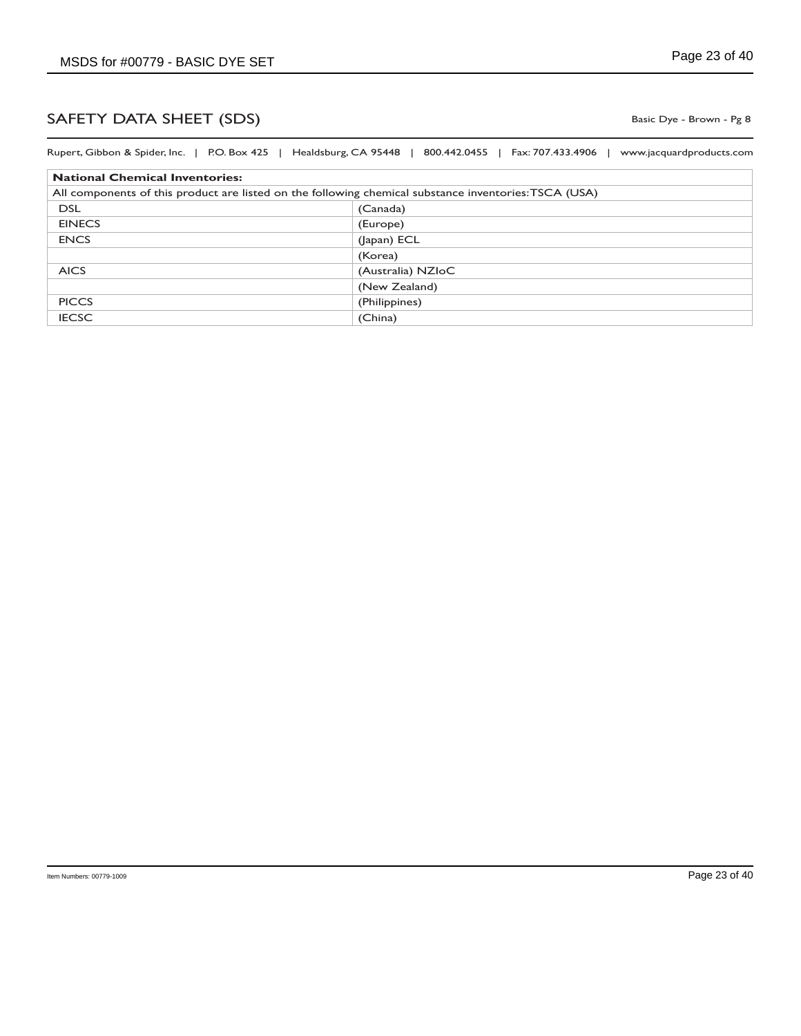## SAFETY DATA SHEET (SDS)

Basic Dye - Brown - Pg 8

Rupert, Gibbon & Spider, Inc. | P.O. Box 425 | Healdsburg, CA 95448 | 800.442.0455 | Fax: 707.433.4906 | www.jacquardproducts.com

| **National Chemical Inventories:** | |
|---|---|
| All components of this product are listed on the following chemical substance inventories: TSCA (USA) | |
| DSL | (Canada) |
| EINECS | (Europe) |
| ENCS | (Japan) ECL |
| | (Korea) |
| AICS | (Australia) NZIoC |
| | (New Zealand) |
| PICCS | (Philippines) |
| IECSC | (China) |

Item Numbers: 00779-1009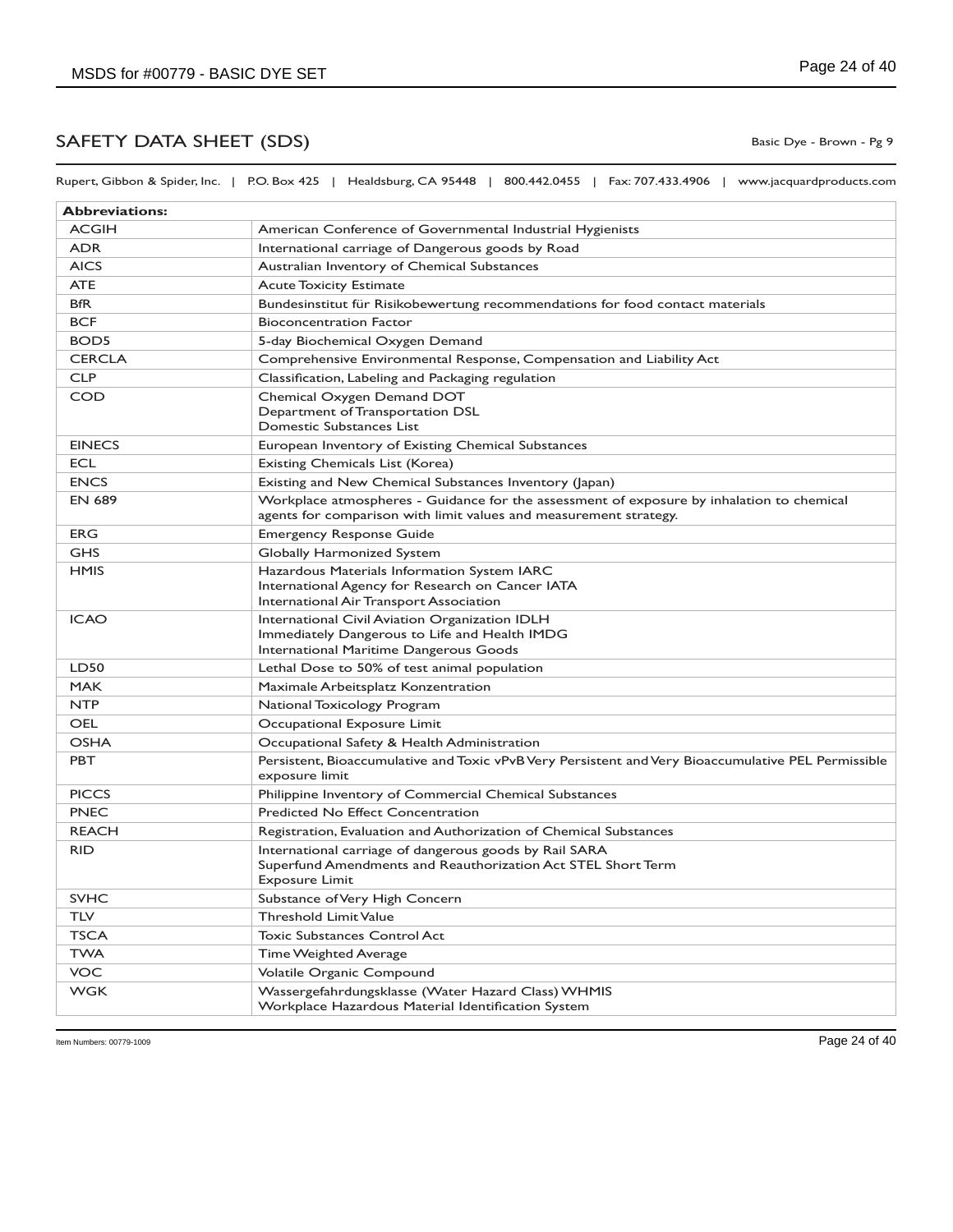# SAFETY DATA SHEET (SDS)

Basic Dye - Brown - Pg 9

Rupert, Gibbon & Spider, Inc. | P.O. Box 425 | Healdsburg, CA 95448 | 800.442.0455 | Fax: 707.433.4906 | www.jacquardproducts.com

| **Abbreviations:** | |
|---|---|
| ACGIH | American Conference of Governmental Industrial Hygienists |
| ADR | International carriage of Dangerous goods by Road |
| AICS | Australian Inventory of Chemical Substances |
| ATE | Acute Toxicity Estimate |
| BfR | Bundesinstitut für Risikobewertung recommendations for food contact materials |
| BCF | Bioconcentration Factor |
| BOD5 | 5-day Biochemical Oxygen Demand |
| CERCLA | Comprehensive Environmental Response, Compensation and Liability Act |
| CLP | Classification, Labeling and Packaging regulation |
| COD | Chemical Oxygen Demand DOT<br>Department of Transportation DSL<br>Domestic Substances List |
| EINECS | European Inventory of Existing Chemical Substances |
| ECL | Existing Chemicals List (Korea) |
| ENCS | Existing and New Chemical Substances Inventory (Japan) |
| EN 689 | Workplace atmospheres - Guidance for the assessment of exposure by inhalation to chemical agents for comparison with limit values and measurement strategy. |
| ERG | Emergency Response Guide |
| GHS | Globally Harmonized System |
| HMIS | Hazardous Materials Information System IARC<br>International Agency for Research on Cancer IATA<br>International Air Transport Association |
| ICAO | International Civil Aviation Organization IDLH<br>Immediately Dangerous to Life and Health IMDG<br>International Maritime Dangerous Goods |
| LD50 | Lethal Dose to 50% of test animal population |
| MAK | Maximale Arbeitsplatz Konzentration |
| NTP | National Toxicology Program |
| OEL | Occupational Exposure Limit |
| OSHA | Occupational Safety & Health Administration |
| PBT | Persistent, Bioaccumulative and Toxic vPvB Very Persistent and Very Bioaccumulative PEL Permissible exposure limit |
| PICCS | Philippine Inventory of Commercial Chemical Substances |
| PNEC | Predicted No Effect Concentration |
| REACH | Registration, Evaluation and Authorization of Chemical Substances |
| RID | International carriage of dangerous goods by Rail SARA<br>Superfund Amendments and Reauthorization Act STEL Short Term<br>Exposure Limit |
| SVHC | Substance of Very High Concern |
| TLV | Threshold Limit Value |
| TSCA | Toxic Substances Control Act |
| TWA | Time Weighted Average |
| VOC | Volatile Organic Compound |
| WGK | Wassergefahrdungsklasse (Water Hazard Class) WHMIS<br>Workplace Hazardous Material Identification System |

Item Numbers: 00779-1009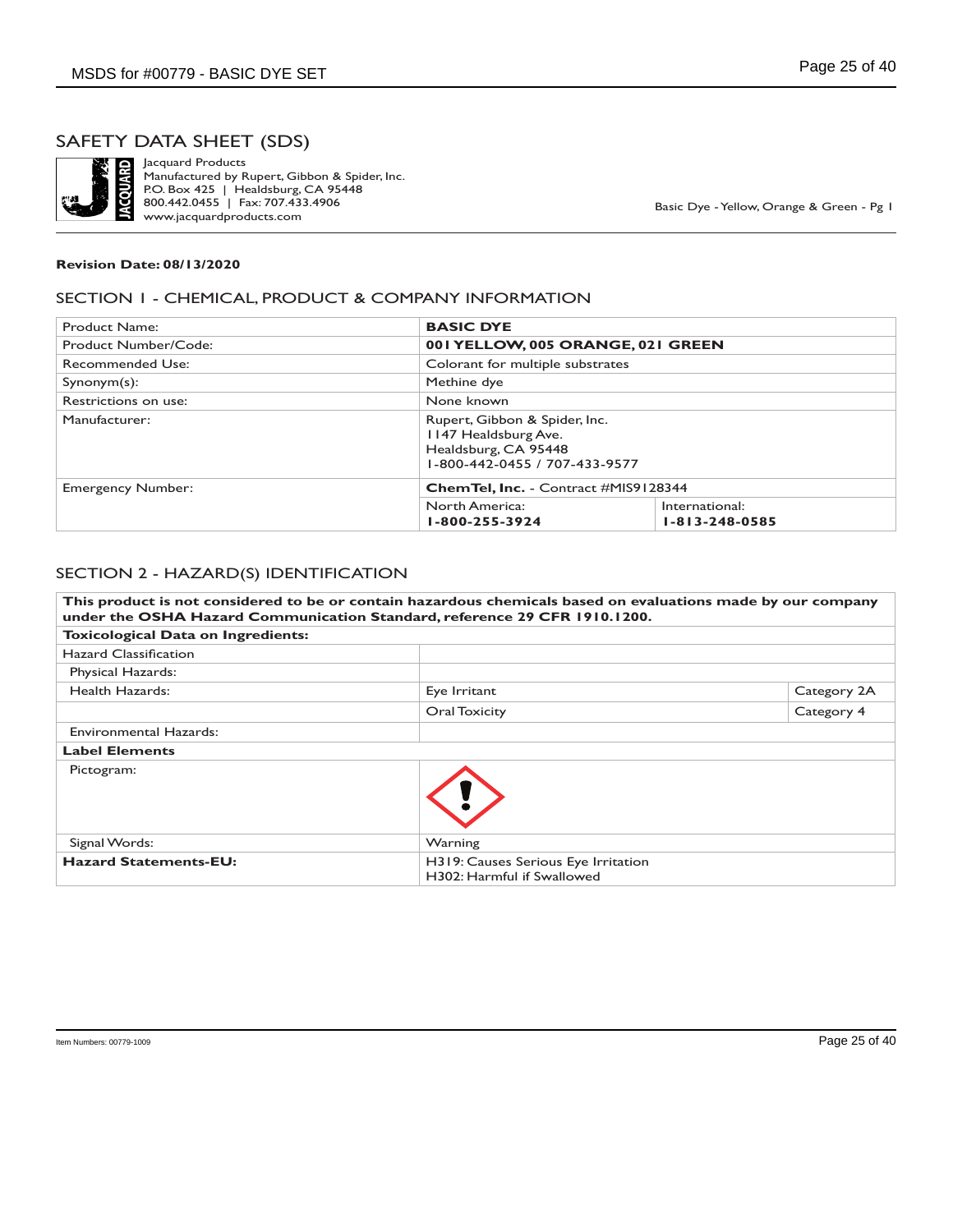# SAFETY DATA SHEET (SDS)

Jacquard Products
Manufactured by Rupert, Gibbon & Spider, Inc.
P.O. Box 425 | Healdsburg, CA 95448
800.442.0455 | Fax: 707.433.4906
www.jacquardproducts.com

Basic Dye - Yellow, Orange & Green - Pg 1

**Revision Date: 08/13/2020**

## SECTION 1 - CHEMICAL, PRODUCT & COMPANY INFORMATION

| | | |
|---|---|---|
| Product Name: | **BASIC DYE** | |
| Product Number/Code: | **001 YELLOW, 005 ORANGE, 021 GREEN** | |
| Recommended Use: | Colorant for multiple substrates | |
| Synonym(s): | Methine dye | |
| Restrictions on use: | None known | |
| Manufacturer: | Rupert, Gibbon & Spider, Inc.<br>1147 Healdsburg Ave.<br>Healdsburg, CA 95448<br>1-800-442-0455 / 707-433-9577 | |
| Emergency Number: | **ChemTel, Inc.** - Contract #MIS9128344 | |
| | North America:<br>**1-800-255-3924** | International:<br>**1-813-248-0585** |

## SECTION 2 - HAZARD(S) IDENTIFICATION

| | | |
|---|---|---|
| **This product is not considered to be or contain hazardous chemicals based on evaluations made by our company under the OSHA Hazard Communication Standard, reference 29 CFR 1910.1200.** | | |
| **Toxicological Data on Ingredients:** | | |
| Hazard Classification | | |
| Physical Hazards: | | |
| Health Hazards: | Eye Irritant | Category 2A |
| | Oral Toxicity | Category 4 |
| Environmental Hazards: | | |
| **Label Elements** | | |
| Pictogram: | | |
| Signal Words: | Warning | |
| **Hazard Statements-EU:** | H319: Causes Serious Eye Irritation<br>H302: Harmful if Swallowed | |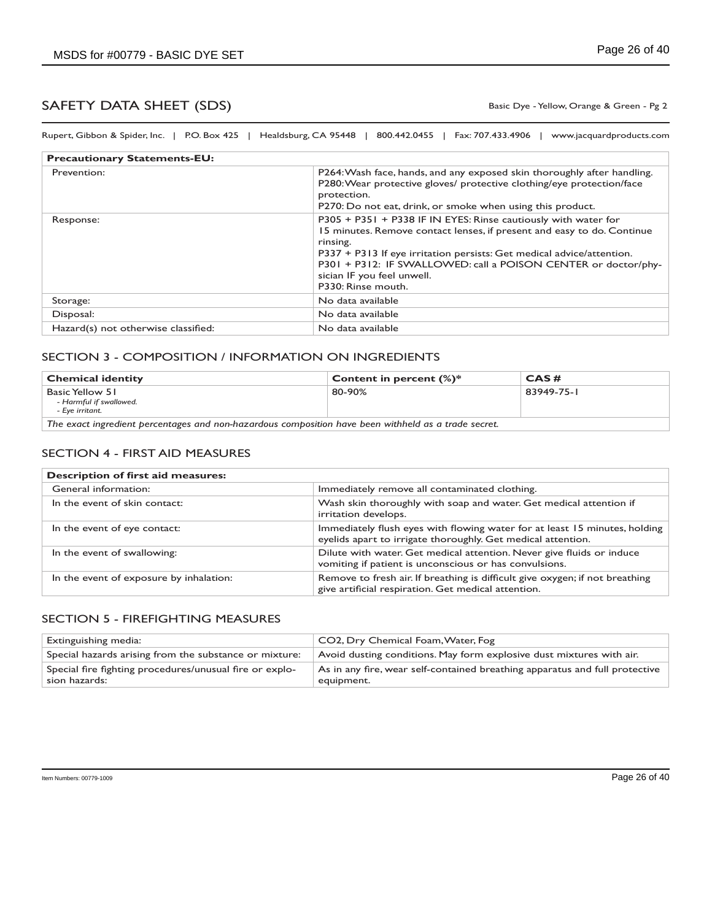## SAFETY DATA SHEET (SDS)

Basic Dye - Yellow, Orange & Green - Pg 2

Rupert, Gibbon & Spider, Inc. | P.O. Box 425 | Healdsburg, CA 95448 | 800.442.0455 | Fax: 707.433.4906 | www.jacquardproducts.com

| **Precautionary Statements-EU:** | |
|---|---|
| Prevention: | P264: Wash face, hands, and any exposed skin thoroughly after handling.<br>P280: Wear protective gloves/ protective clothing/eye protection/face protection.<br>P270: Do not eat, drink, or smoke when using this product. |
| Response: | P305 + P351 + P338 IF IN EYES: Rinse cautiously with water for 15 minutes. Remove contact lenses, if present and easy to do. Continue rinsing.<br>P337 + P313 If eye irritation persists: Get medical advice/attention.<br>P301 + P312: IF SWALLOWED: call a POISON CENTER or doctor/physician IF you feel unwell.<br>P330: Rinse mouth. |
| Storage: | No data available |
| Disposal: | No data available |
| Hazard(s) not otherwise classified: | No data available |

## SECTION 3 - COMPOSITION / INFORMATION ON INGREDIENTS

| **Chemical identity** | **Content in percent (%)*** | **CAS #** |
|---|---|---|
| Basic Yellow 51<br>*- Harmful if swallowed.*<br>*- Eye irritant.* | 80-90% | 83949-75-1 |
| *The exact ingredient percentages and non-hazardous composition have been withheld as a trade secret.* | | |

## SECTION 4 - FIRST AID MEASURES

| **Description of first aid measures:** | |
|---|---|
| General information: | Immediately remove all contaminated clothing. |
| In the event of skin contact: | Wash skin thoroughly with soap and water. Get medical attention if irritation develops. |
| In the event of eye contact: | Immediately flush eyes with flowing water for at least 15 minutes, holding eyelids apart to irrigate thoroughly. Get medical attention. |
| In the event of swallowing: | Dilute with water. Get medical attention. Never give fluids or induce vomiting if patient is unconscious or has convulsions. |
| In the event of exposure by inhalation: | Remove to fresh air. If breathing is difficult give oxygen; if not breathing give artificial respiration. Get medical attention. |

## SECTION 5 - FIREFIGHTING MEASURES

| | |
|---|---|
| Extinguishing media: | CO2, Dry Chemical Foam, Water, Fog |
| Special hazards arising from the substance or mixture: | Avoid dusting conditions. May form explosive dust mixtures with air. |
| Special fire fighting procedures/unusual fire or explosion hazards: | As in any fire, wear self-contained breathing apparatus and full protective equipment. |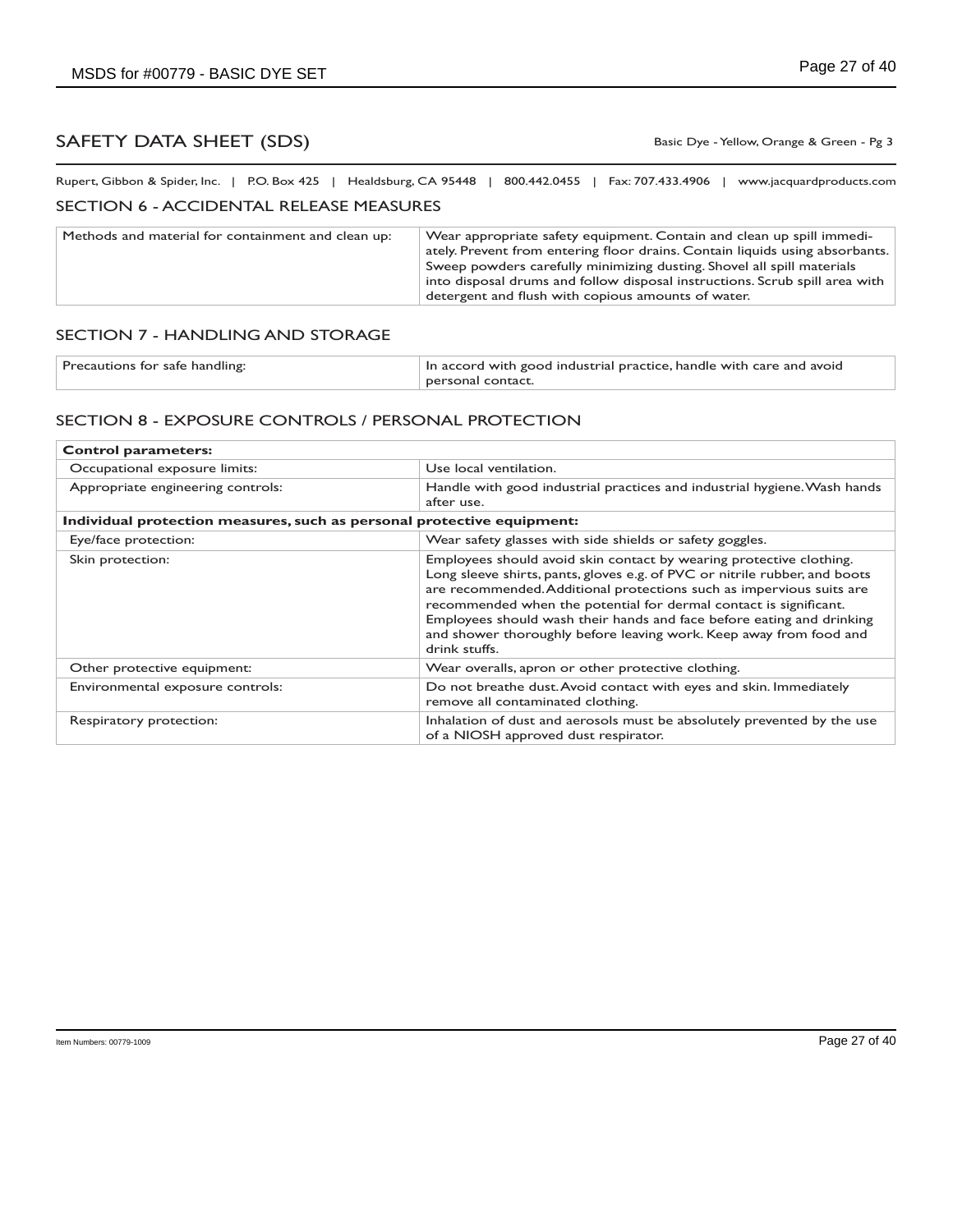# SAFETY DATA SHEET (SDS)

Basic Dye - Yellow, Orange & Green - Pg 3

Rupert, Gibbon & Spider, Inc. | P.O. Box 425 | Healdsburg, CA 95448 | 800.442.0455 | Fax: 707.433.4906 | www.jacquardproducts.com

## SECTION 6 - ACCIDENTAL RELEASE MEASURES

| | |
|---|---|
| Methods and material for containment and clean up: | Wear appropriate safety equipment. Contain and clean up spill immediately. Prevent from entering floor drains. Contain liquids using absorbants. Sweep powders carefully minimizing dusting. Shovel all spill materials into disposal drums and follow disposal instructions. Scrub spill area with detergent and flush with copious amounts of water. |

## SECTION 7 - HANDLING AND STORAGE

| | |
|---|---|
| Precautions for safe handling: | In accord with good industrial practice, handle with care and avoid personal contact. |

## SECTION 8 - EXPOSURE CONTROLS / PERSONAL PROTECTION

| | |
|---|---|
| **Control parameters:** | |
| Occupational exposure limits: | Use local ventilation. |
| Appropriate engineering controls: | Handle with good industrial practices and industrial hygiene. Wash hands after use. |
| **Individual protection measures, such as personal protective equipment:** | |
| Eye/face protection: | Wear safety glasses with side shields or safety goggles. |
| Skin protection: | Employees should avoid skin contact by wearing protective clothing. Long sleeve shirts, pants, gloves e.g. of PVC or nitrile rubber, and boots are recommended. Additional protections such as impervious suits are recommended when the potential for dermal contact is significant. Employees should wash their hands and face before eating and drinking and shower thoroughly before leaving work. Keep away from food and drink stuffs. |
| Other protective equipment: | Wear overalls, apron or other protective clothing. |
| Environmental exposure controls: | Do not breathe dust. Avoid contact with eyes and skin. Immediately remove all contaminated clothing. |
| Respiratory protection: | Inhalation of dust and aerosols must be absolutely prevented by the use of a NIOSH approved dust respirator. |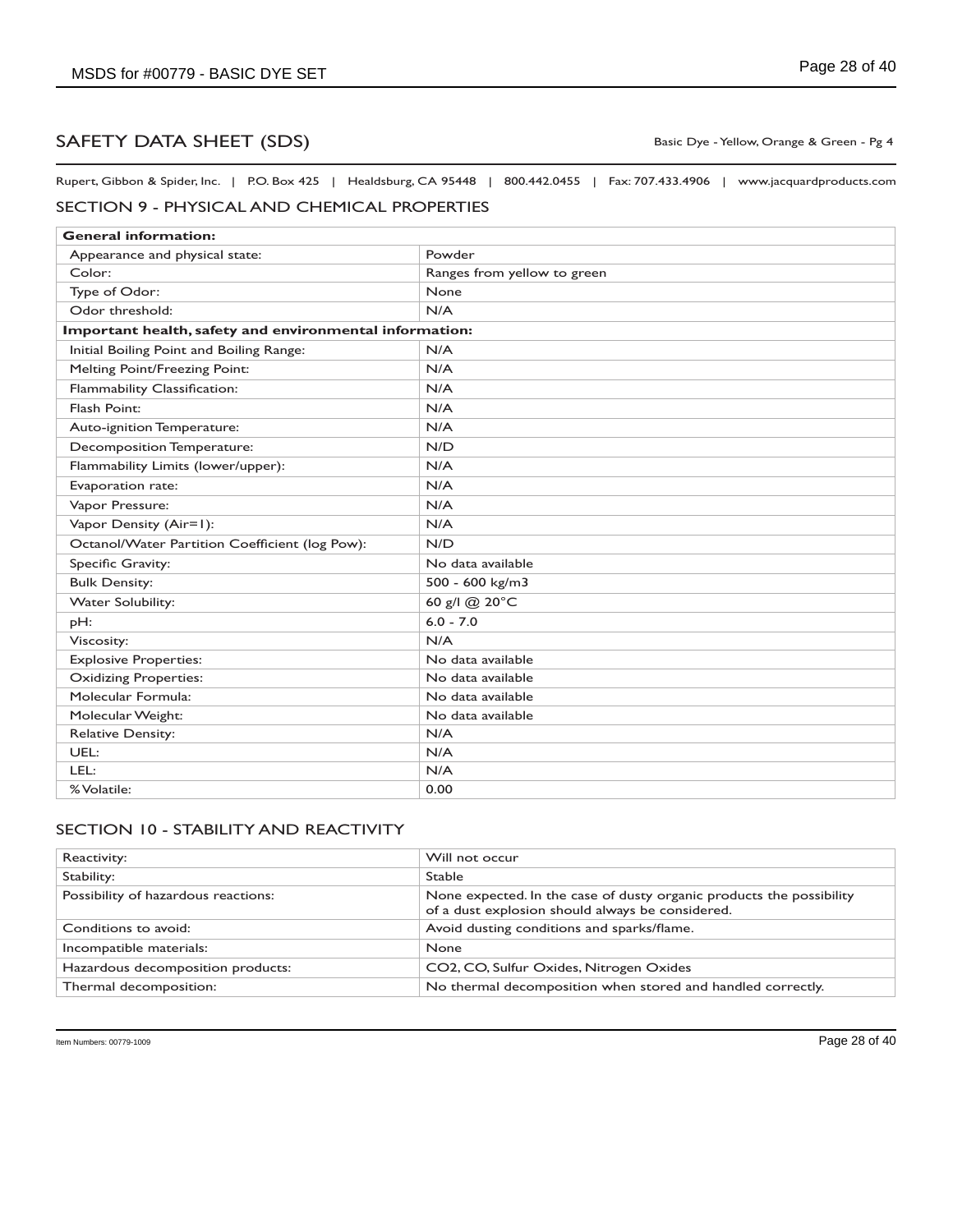# SAFETY DATA SHEET (SDS)

Basic Dye - Yellow, Orange & Green - Pg 4

Rupert, Gibbon & Spider, Inc. | P.O. Box 425 | Healdsburg, CA 95448 | 800.442.0455 | Fax: 707.433.4906 | www.jacquardproducts.com

## SECTION 9 - PHYSICAL AND CHEMICAL PROPERTIES

| **General information:** | |
|---|---|
| Appearance and physical state: | Powder |
| Color: | Ranges from yellow to green |
| Type of Odor: | None |
| Odor threshold: | N/A |
| **Important health, safety and environmental information:** | |
| Initial Boiling Point and Boiling Range: | N/A |
| Melting Point/Freezing Point: | N/A |
| Flammability Classification: | N/A |
| Flash Point: | N/A |
| Auto-ignition Temperature: | N/A |
| Decomposition Temperature: | N/D |
| Flammability Limits (lower/upper): | N/A |
| Evaporation rate: | N/A |
| Vapor Pressure: | N/A |
| Vapor Density (Air=1): | N/A |
| Octanol/Water Partition Coefficient (log Pow): | N/D |
| Specific Gravity: | No data available |
| Bulk Density: | 500 - 600 kg/m3 |
| Water Solubility: | 60 g/l @ 20°C |
| pH: | 6.0 - 7.0 |
| Viscosity: | N/A |
| Explosive Properties: | No data available |
| Oxidizing Properties: | No data available |
| Molecular Formula: | No data available |
| Molecular Weight: | No data available |
| Relative Density: | N/A |
| UEL: | N/A |
| LEL: | N/A |
| % Volatile: | 0.00 |

## SECTION 10 - STABILITY AND REACTIVITY

| | |
|---|---|
| Reactivity: | Will not occur |
| Stability: | Stable |
| Possibility of hazardous reactions: | None expected. In the case of dusty organic products the possibility of a dust explosion should always be considered. |
| Conditions to avoid: | Avoid dusting conditions and sparks/flame. |
| Incompatible materials: | None |
| Hazardous decomposition products: | $CO_2$, CO, Sulfur Oxides, Nitrogen Oxides |
| Thermal decomposition: | No thermal decomposition when stored and handled correctly. |

Item Numbers: 00779-1009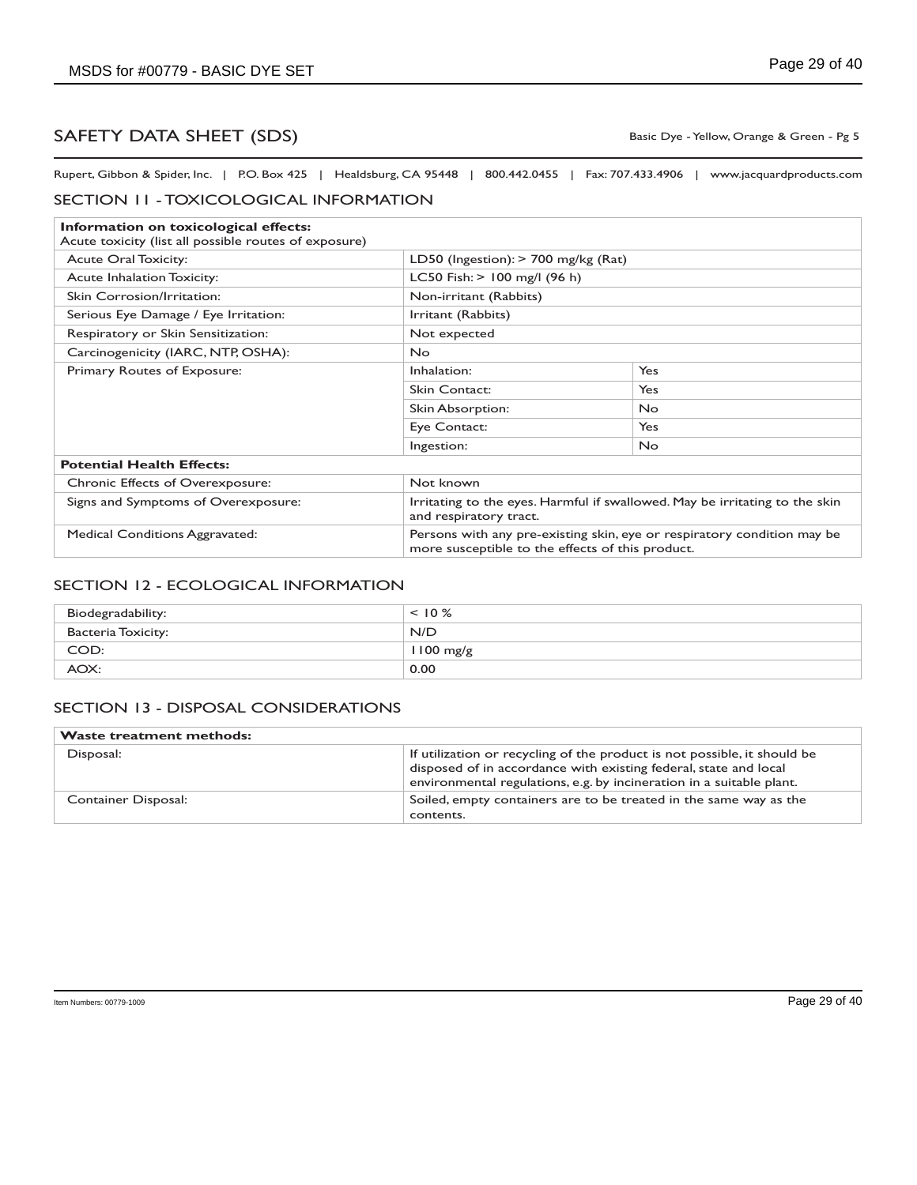## SAFETY DATA SHEET (SDS)

Basic Dye - Yellow, Orange & Green - Pg 5

Rupert, Gibbon & Spider, Inc. | P.O. Box 425 | Healdsburg, CA 95448 | 800.442.0455 | Fax: 707.433.4906 | www.jacquardproducts.com

### SECTION 11 - TOXICOLOGICAL INFORMATION

| **Information on toxicological effects:** Acute toxicity (list all possible routes of exposure) | | |
|---|---|---|
| Acute Oral Toxicity: | LD50 (Ingestion): > 700 mg/kg (Rat) | |
| Acute Inhalation Toxicity: | LC50 Fish: > 100 mg/l (96 h) | |
| Skin Corrosion/Irritation: | Non-irritant (Rabbits) | |
| Serious Eye Damage / Eye Irritation: | Irritant (Rabbits) | |
| Respiratory or Skin Sensitization: | Not expected | |
| Carcinogenicity (IARC, NTP, OSHA): | No | |
| Primary Routes of Exposure: | Inhalation: | Yes |
| | Skin Contact: | Yes |
| | Skin Absorption: | No |
| | Eye Contact: | Yes |
| | Ingestion: | No |
| **Potential Health Effects:** | | |
| Chronic Effects of Overexposure: | Not known | |
| Signs and Symptoms of Overexposure: | Irritating to the eyes. Harmful if swallowed. May be irritating to the skin and respiratory tract. | |
| Medical Conditions Aggravated: | Persons with any pre-existing skin, eye or respiratory condition may be more susceptible to the effects of this product. | |

### SECTION 12 - ECOLOGICAL INFORMATION

| | |
|---|---|
| Biodegradability: | < 10 % |
| Bacteria Toxicity: | N/D |
| COD: | 1100 mg/g |
| AOX: | 0.00 |

### SECTION 13 - DISPOSAL CONSIDERATIONS

| **Waste treatment methods:** | |
|---|---|
| Disposal: | If utilization or recycling of the product is not possible, it should be disposed of in accordance with existing federal, state and local environmental regulations, e.g. by incineration in a suitable plant. |
| Container Disposal: | Soiled, empty containers are to be treated in the same way as the contents. |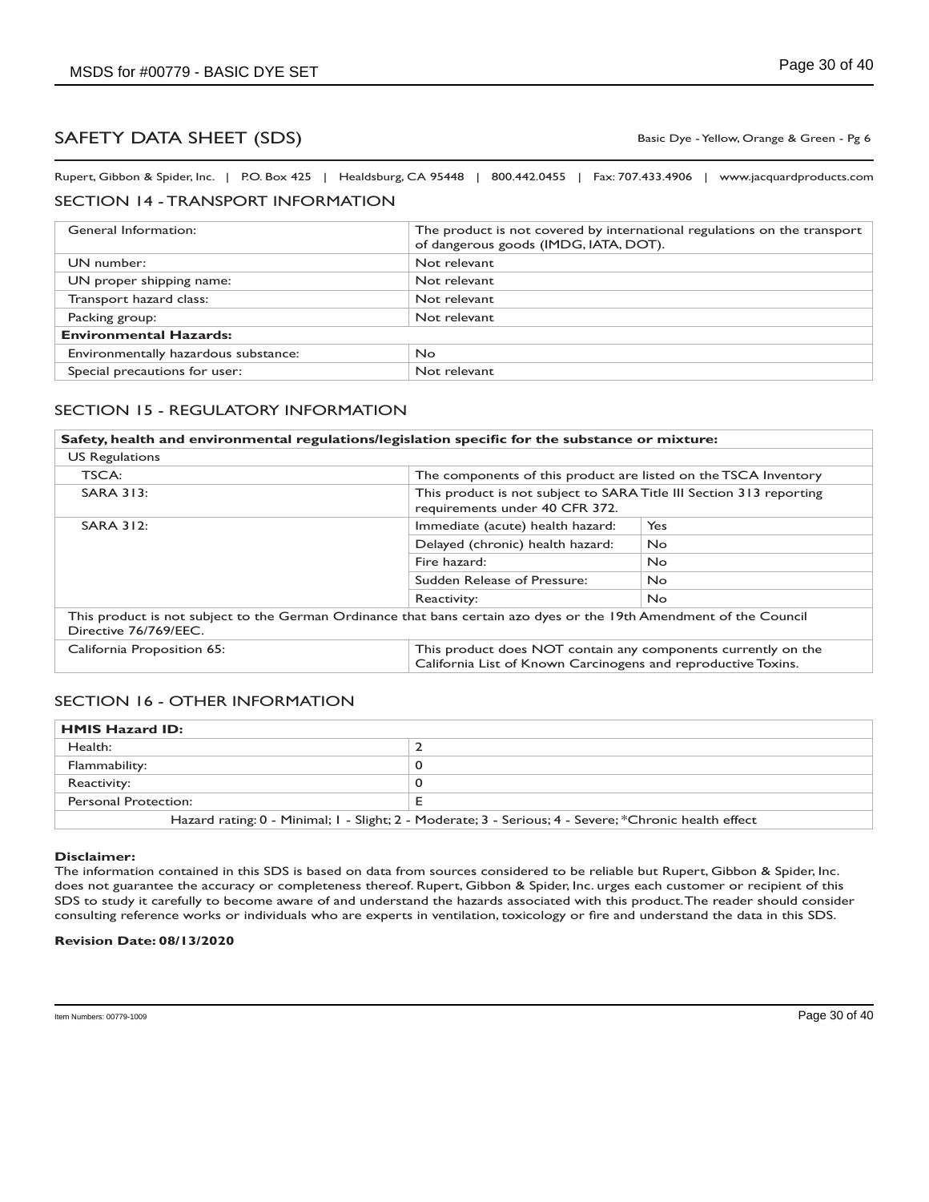# SAFETY DATA SHEET (SDS)

Basic Dye - Yellow, Orange & Green - Pg 6

Rupert, Gibbon & Spider, Inc. | P.O. Box 425 | Healdsburg, CA 95448 | 800.442.0455 | Fax: 707.433.4906 | www.jacquardproducts.com

## SECTION 14 - TRANSPORT INFORMATION

| | |
|---|---|
| General Information: | The product is not covered by international regulations on the transport of dangerous goods (IMDG, IATA, DOT). |
| UN number: | Not relevant |
| UN proper shipping name: | Not relevant |
| Transport hazard class: | Not relevant |
| Packing group: | Not relevant |
| **Environmental Hazards:** | |
| Environmentally hazardous substance: | No |
| Special precautions for user: | Not relevant |

## SECTION 15 - REGULATORY INFORMATION

| **Safety, health and environmental regulations/legislation specific for the substance or mixture:** | | |
|---|---|---|
| US Regulations | | |
| TSCA: | The components of this product are listed on the TSCA Inventory | |
| SARA 313: | This product is not subject to SARA Title III Section 313 reporting requirements under 40 CFR 372. | |
| SARA 312: | Immediate (acute) health hazard: | Yes |
| | Delayed (chronic) health hazard: | No |
| | Fire hazard: | No |
| | Sudden Release of Pressure: | No |
| | Reactivity: | No |
| This product is not subject to the German Ordinance that bans certain azo dyes or the 19th Amendment of the Council Directive 76/769/EEC. | | |
| California Proposition 65: | This product does NOT contain any components currently on the California List of Known Carcinogens and reproductive Toxins. | |

## SECTION 16 - OTHER INFORMATION

| **HMIS Hazard ID:** | |
|---|---|
| Health: | 2 |
| Flammability: | 0 |
| Reactivity: | 0 |
| Personal Protection: | E |
| Hazard rating: 0 - Minimal; 1 - Slight; 2 - Moderate; 3 - Serious; 4 - Severe; *Chronic health effect | |

**Disclaimer:**

The information contained in this SDS is based on data from sources considered to be reliable but Rupert, Gibbon & Spider, Inc. does not guarantee the accuracy or completeness thereof. Rupert, Gibbon & Spider, Inc. urges each customer or recipient of this SDS to study it carefully to become aware of and understand the hazards associated with this product. The reader should consider consulting reference works or individuals who are experts in ventilation, toxicology or fire and understand the data in this SDS.

**Revision Date: 08/13/2020**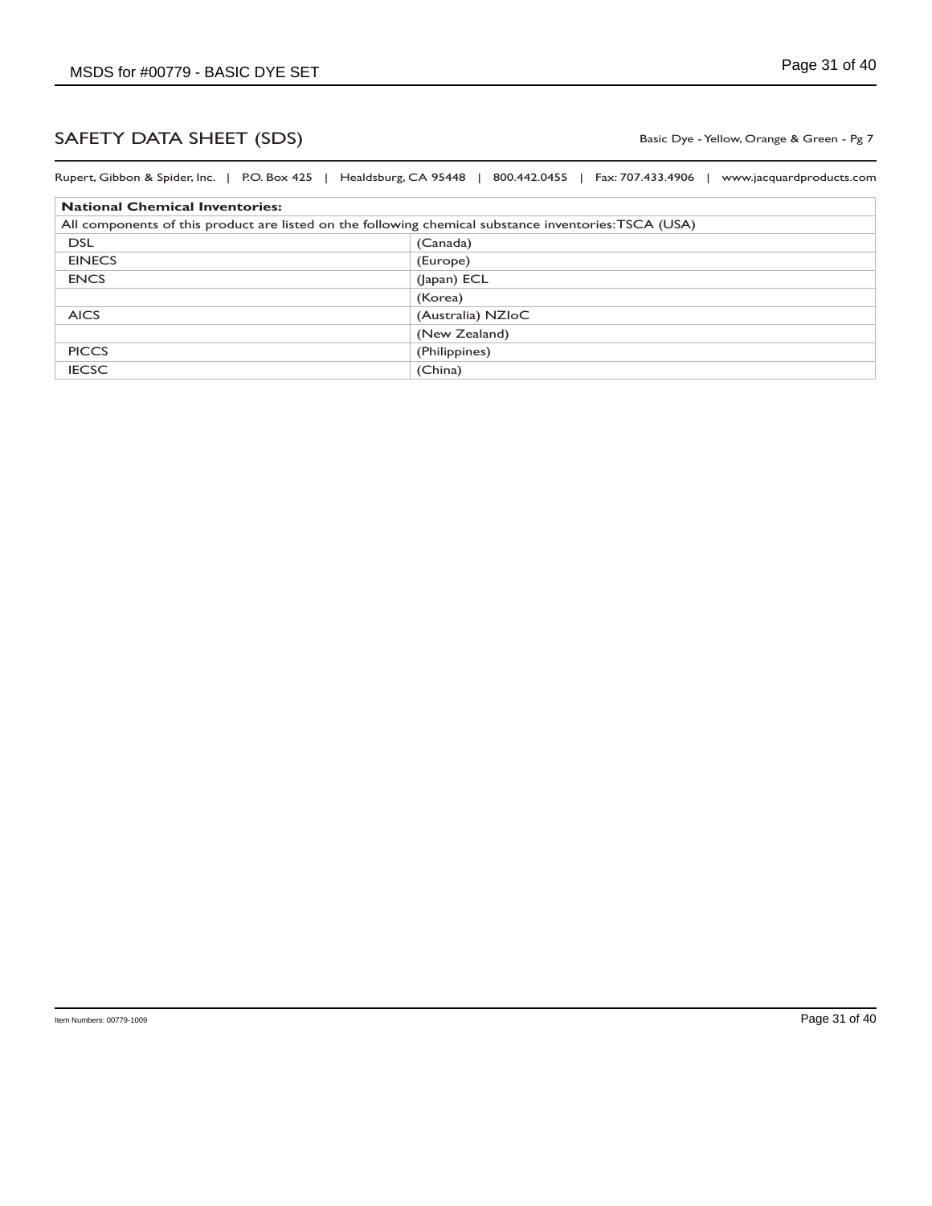# SAFETY DATA SHEET (SDS)

Basic Dye - Yellow, Orange & Green - Pg 7

Rupert, Gibbon & Spider, Inc. | P.O. Box 425 | Healdsburg, CA 95448 | 800.442.0455 | Fax: 707.433.4906 | www.jacquardproducts.com

| **National Chemical Inventories:** | |
|---|---|
| All components of this product are listed on the following chemical substance inventories: TSCA (USA) | |
| DSL | (Canada) |
| EINECS | (Europe) |
| ENCS | (Japan) ECL |
| | (Korea) |
| AICS | (Australia) NZIoC |
| | (New Zealand) |
| PICCS | (Philippines) |
| IECSC | (China) |

Item Numbers: 00779-1009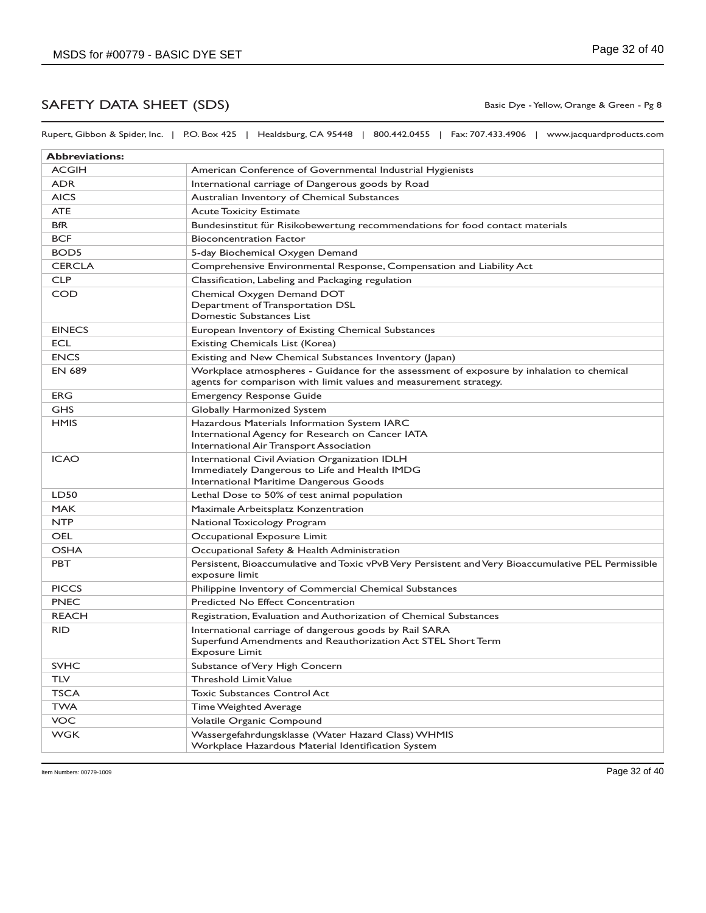## SAFETY DATA SHEET (SDS)

Basic Dye - Yellow, Orange & Green - Pg 8

Rupert, Gibbon & Spider, Inc. | P.O. Box 425 | Healdsburg, CA 95448 | 800.442.0455 | Fax: 707.433.4906 | www.jacquardproducts.com

| **Abbreviations:** | |
|---|---|
| ACGIH | American Conference of Governmental Industrial Hygienists |
| ADR | International carriage of Dangerous goods by Road |
| AICS | Australian Inventory of Chemical Substances |
| ATE | Acute Toxicity Estimate |
| BfR | Bundesinstitut für Risikobewertung recommendations for food contact materials |
| BCF | Bioconcentration Factor |
| BOD5 | 5-day Biochemical Oxygen Demand |
| CERCLA | Comprehensive Environmental Response, Compensation and Liability Act |
| CLP | Classification, Labeling and Packaging regulation |
| COD | Chemical Oxygen Demand DOT<br>Department of Transportation DSL<br>Domestic Substances List |
| EINECS | European Inventory of Existing Chemical Substances |
| ECL | Existing Chemicals List (Korea) |
| ENCS | Existing and New Chemical Substances Inventory (Japan) |
| EN 689 | Workplace atmospheres - Guidance for the assessment of exposure by inhalation to chemical agents for comparison with limit values and measurement strategy. |
| ERG | Emergency Response Guide |
| GHS | Globally Harmonized System |
| HMIS | Hazardous Materials Information System IARC<br>International Agency for Research on Cancer IATA<br>International Air Transport Association |
| ICAO | International Civil Aviation Organization IDLH<br>Immediately Dangerous to Life and Health IMDG<br>International Maritime Dangerous Goods |
| LD50 | Lethal Dose to 50% of test animal population |
| MAK | Maximale Arbeitsplatz Konzentration |
| NTP | National Toxicology Program |
| OEL | Occupational Exposure Limit |
| OSHA | Occupational Safety & Health Administration |
| PBT | Persistent, Bioaccumulative and Toxic vPvB Very Persistent and Very Bioaccumulative PEL Permissible exposure limit |
| PICCS | Philippine Inventory of Commercial Chemical Substances |
| PNEC | Predicted No Effect Concentration |
| REACH | Registration, Evaluation and Authorization of Chemical Substances |
| RID | International carriage of dangerous goods by Rail SARA<br>Superfund Amendments and Reauthorization Act STEL Short Term<br>Exposure Limit |
| SVHC | Substance of Very High Concern |
| TLV | Threshold Limit Value |
| TSCA | Toxic Substances Control Act |
| TWA | Time Weighted Average |
| VOC | Volatile Organic Compound |
| WGK | Wassergefahrdungsklasse (Water Hazard Class) WHMIS<br>Workplace Hazardous Material Identification System |

Item Numbers: 00779-1009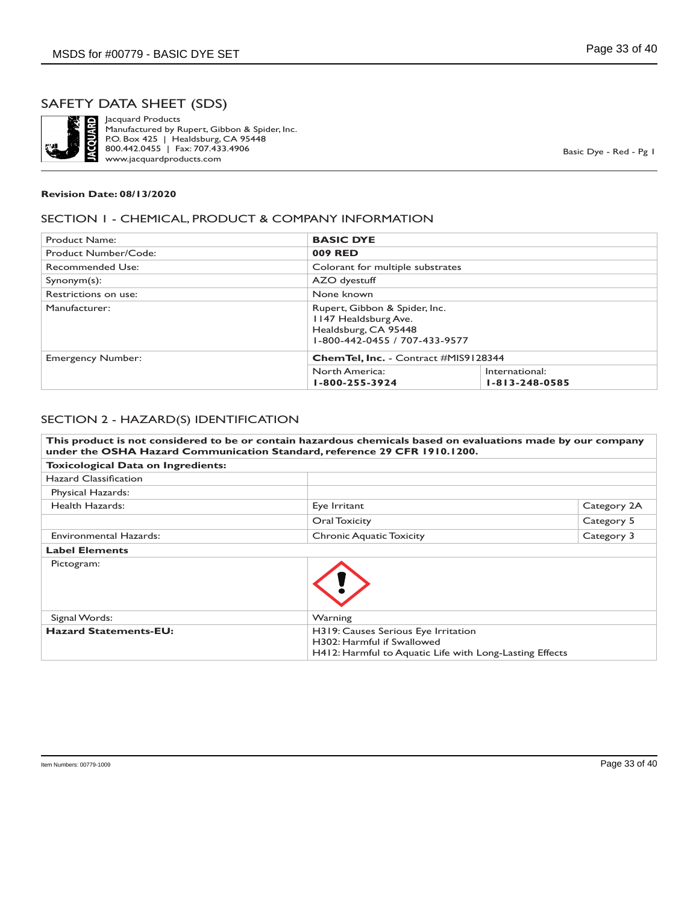# SAFETY DATA SHEET (SDS)

Jacquard Products
Manufactured by Rupert, Gibbon & Spider, Inc.
P.O. Box 425 | Healdsburg, CA 95448
800.442.0455 | Fax: 707.433.4906
www.jacquardproducts.com

Basic Dye - Red - Pg 1

**Revision Date: 08/13/2020**

## SECTION 1 - CHEMICAL, PRODUCT & COMPANY INFORMATION

| | | |
|---|---|---|
| Product Name: | **BASIC DYE** | |
| Product Number/Code: | **009 RED** | |
| Recommended Use: | Colorant for multiple substrates | |
| Synonym(s): | AZO dyestuff | |
| Restrictions on use: | None known | |
| Manufacturer: | Rupert, Gibbon & Spider, Inc.<br>1147 Healdsburg Ave.<br>Healdsburg, CA 95448<br>1-800-442-0455 / 707-433-9577 | |
| Emergency Number: | **ChemTel, Inc.** - Contract #MIS9128344 | |
| | North America:<br>**1-800-255-3924** | International:<br>**1-813-248-0585** |

## SECTION 2 - HAZARD(S) IDENTIFICATION

| | | |
|---|---|---|
| **This product is not considered to be or contain hazardous chemicals based on evaluations made by our company under the OSHA Hazard Communication Standard, reference 29 CFR 1910.1200.** | | |
| **Toxicological Data on Ingredients:** | | |
| Hazard Classification | | |
| Physical Hazards: | | |
| Health Hazards: | Eye Irritant | Category 2A |
| | Oral Toxicity | Category 5 |
| Environmental Hazards: | Chronic Aquatic Toxicity | Category 3 |
| **Label Elements** | | |
| Pictogram: | (exclamation mark pictogram) | |
| Signal Words: | Warning | |
| **Hazard Statements-EU:** | H319: Causes Serious Eye Irritation<br>H302: Harmful if Swallowed<br>H412: Harmful to Aquatic Life with Long-Lasting Effects | |

Item Numbers: 00779-1009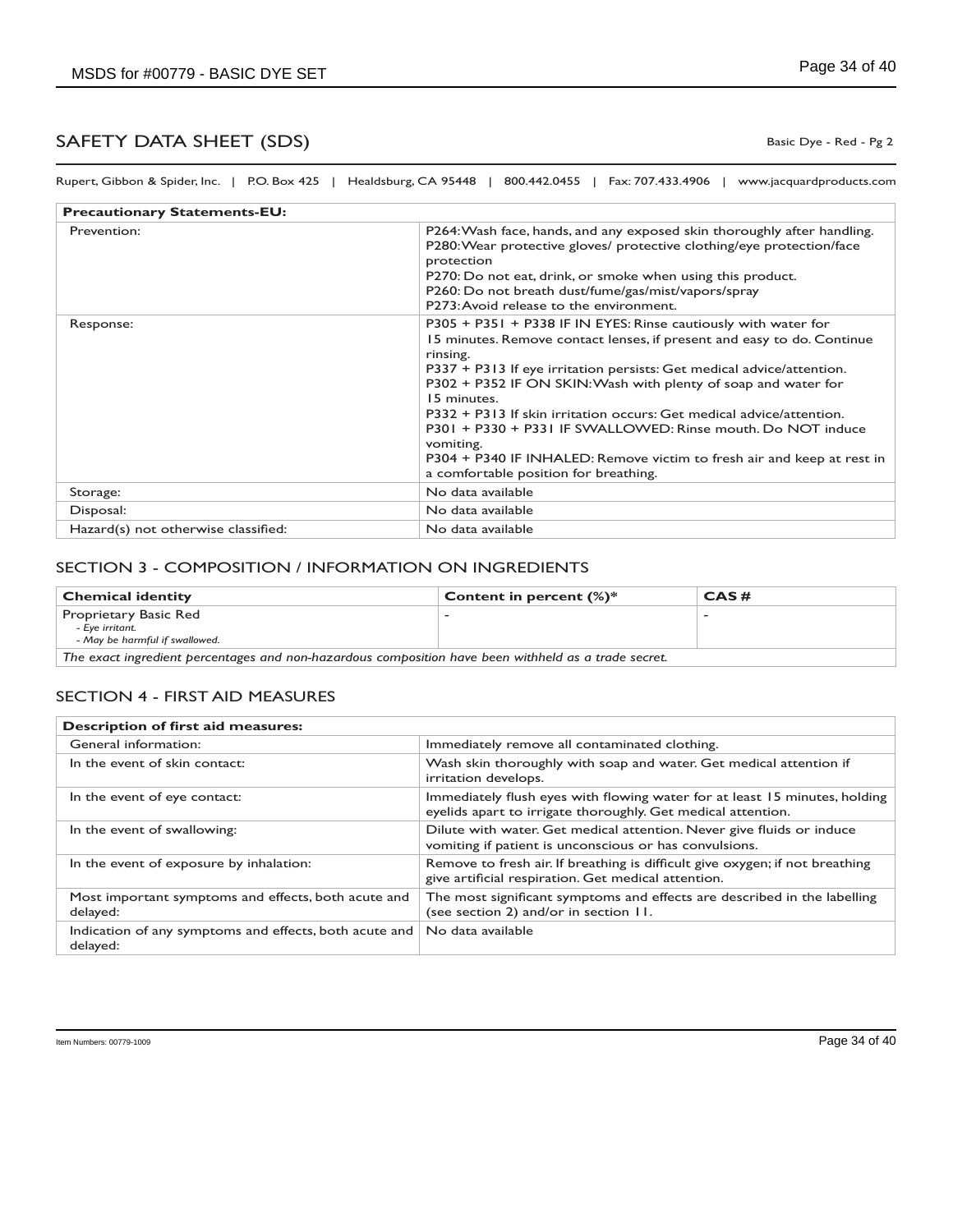# SAFETY DATA SHEET (SDS)

Basic Dye - Red - Pg 2

Rupert, Gibbon & Spider, Inc. | P.O. Box 425 | Healdsburg, CA 95448 | 800.442.0455 | Fax: 707.433.4906 | www.jacquardproducts.com

| **Precautionary Statements-EU:** | |
|---|---|
| Prevention: | P264: Wash face, hands, and any exposed skin thoroughly after handling.<br>P280: Wear protective gloves/ protective clothing/eye protection/face protection<br>P270: Do not eat, drink, or smoke when using this product.<br>P260: Do not breath dust/fume/gas/mist/vapors/spray<br>P273: Avoid release to the environment. |
| Response: | P305 + P351 + P338 IF IN EYES: Rinse cautiously with water for 15 minutes. Remove contact lenses, if present and easy to do. Continue rinsing.<br>P337 + P313 If eye irritation persists: Get medical advice/attention.<br>P302 + P352 IF ON SKIN: Wash with plenty of soap and water for 15 minutes.<br>P332 + P313 If skin irritation occurs: Get medical advice/attention.<br>P301 + P330 + P331 IF SWALLOWED: Rinse mouth. Do NOT induce vomiting.<br>P304 + P340 IF INHALED: Remove victim to fresh air and keep at rest in a comfortable position for breathing. |
| Storage: | No data available |
| Disposal: | No data available |
| Hazard(s) not otherwise classified: | No data available |

## SECTION 3 - COMPOSITION / INFORMATION ON INGREDIENTS

| **Chemical identity** | **Content in percent (%)*** | **CAS #** |
|---|---|---|
| Proprietary Basic Red<br>*- Eye irritant.*<br>*- May be harmful if swallowed.* | - | - |
| *The exact ingredient percentages and non-hazardous composition have been withheld as a trade secret.* | | |

## SECTION 4 - FIRST AID MEASURES

| **Description of first aid measures:** | |
|---|---|
| General information: | Immediately remove all contaminated clothing. |
| In the event of skin contact: | Wash skin thoroughly with soap and water. Get medical attention if irritation develops. |
| In the event of eye contact: | Immediately flush eyes with flowing water for at least 15 minutes, holding eyelids apart to irrigate thoroughly. Get medical attention. |
| In the event of swallowing: | Dilute with water. Get medical attention. Never give fluids or induce vomiting if patient is unconscious or has convulsions. |
| In the event of exposure by inhalation: | Remove to fresh air. If breathing is difficult give oxygen; if not breathing give artificial respiration. Get medical attention. |
| Most important symptoms and effects, both acute and delayed: | The most significant symptoms and effects are described in the labelling (see section 2) and/or in section 11. |
| Indication of any symptoms and effects, both acute and delayed: | No data available |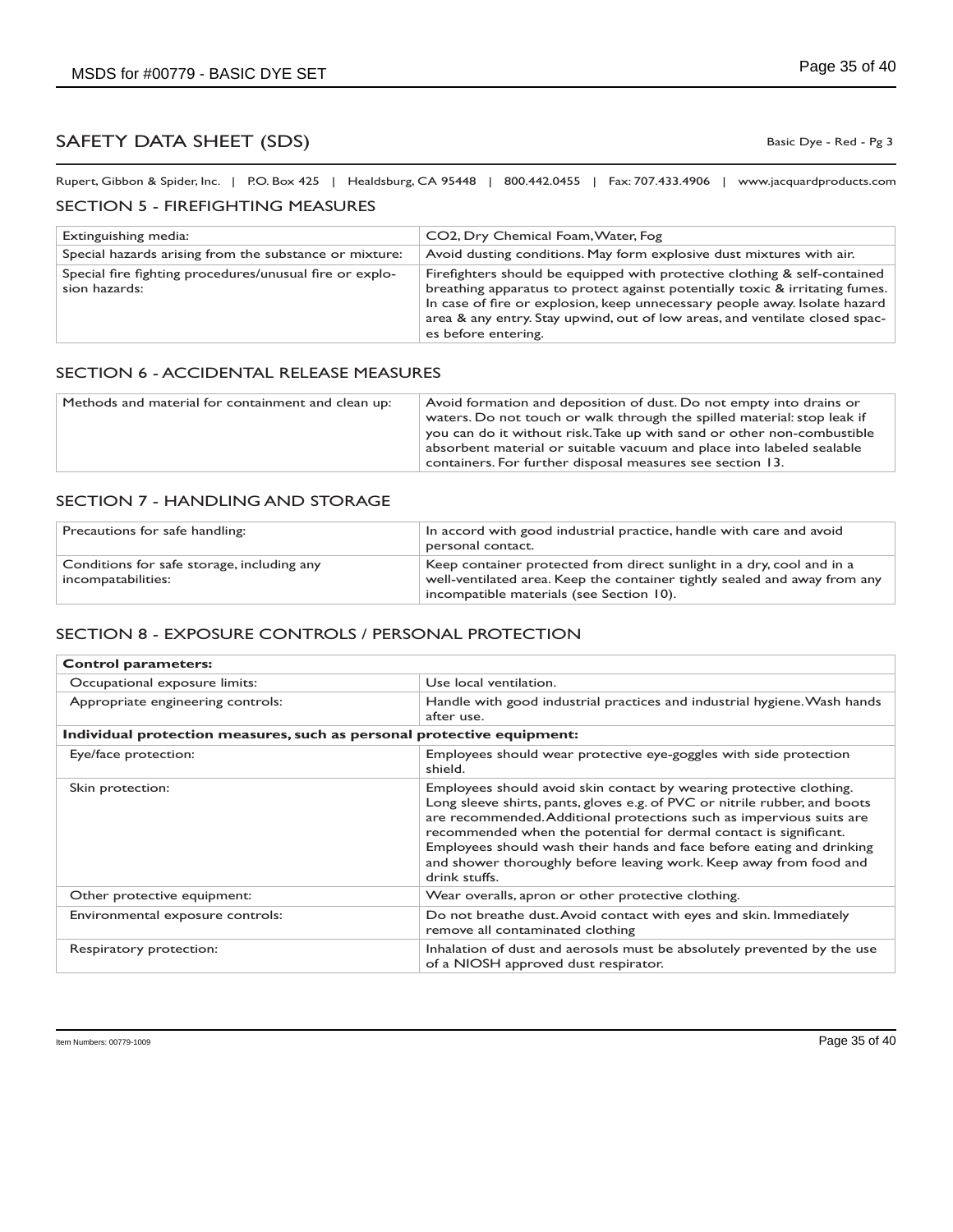# SAFETY DATA SHEET (SDS)

Basic Dye - Red - Pg 3

Rupert, Gibbon & Spider, Inc. | P.O. Box 425 | Healdsburg, CA 95448 | 800.442.0455 | Fax: 707.433.4906 | www.jacquardproducts.com

## SECTION 5 - FIREFIGHTING MEASURES

| | |
|---|---|
| Extinguishing media: | CO2, Dry Chemical Foam, Water, Fog |
| Special hazards arising from the substance or mixture: | Avoid dusting conditions. May form explosive dust mixtures with air. |
| Special fire fighting procedures/unusual fire or explosion hazards: | Firefighters should be equipped with protective clothing & self-contained breathing apparatus to protect against potentially toxic & irritating fumes. In case of fire or explosion, keep unnecessary people away. Isolate hazard area & any entry. Stay upwind, out of low areas, and ventilate closed spaces before entering. |

## SECTION 6 - ACCIDENTAL RELEASE MEASURES

| | |
|---|---|
| Methods and material for containment and clean up: | Avoid formation and deposition of dust. Do not empty into drains or waters. Do not touch or walk through the spilled material: stop leak if you can do it without risk. Take up with sand or other non-combustible absorbent material or suitable vacuum and place into labeled sealable containers. For further disposal measures see section 13. |

## SECTION 7 - HANDLING AND STORAGE

| | |
|---|---|
| Precautions for safe handling: | In accord with good industrial practice, handle with care and avoid personal contact. |
| Conditions for safe storage, including any incompatabilities: | Keep container protected from direct sunlight in a dry, cool and in a well-ventilated area. Keep the container tightly sealed and away from any incompatible materials (see Section 10). |

## SECTION 8 - EXPOSURE CONTROLS / PERSONAL PROTECTION

| | |
|---|---|
| **Control parameters:** | |
| Occupational exposure limits: | Use local ventilation. |
| Appropriate engineering controls: | Handle with good industrial practices and industrial hygiene. Wash hands after use. |
| **Individual protection measures, such as personal protective equipment:** | |
| Eye/face protection: | Employees should wear protective eye-goggles with side protection shield. |
| Skin protection: | Employees should avoid skin contact by wearing protective clothing. Long sleeve shirts, pants, gloves e.g. of PVC or nitrile rubber, and boots are recommended. Additional protections such as impervious suits are recommended when the potential for dermal contact is significant. Employees should wash their hands and face before eating and drinking and shower thoroughly before leaving work. Keep away from food and drink stuffs. |
| Other protective equipment: | Wear overalls, apron or other protective clothing. |
| Environmental exposure controls: | Do not breathe dust. Avoid contact with eyes and skin. Immediately remove all contaminated clothing |
| Respiratory protection: | Inhalation of dust and aerosols must be absolutely prevented by the use of a NIOSH approved dust respirator. |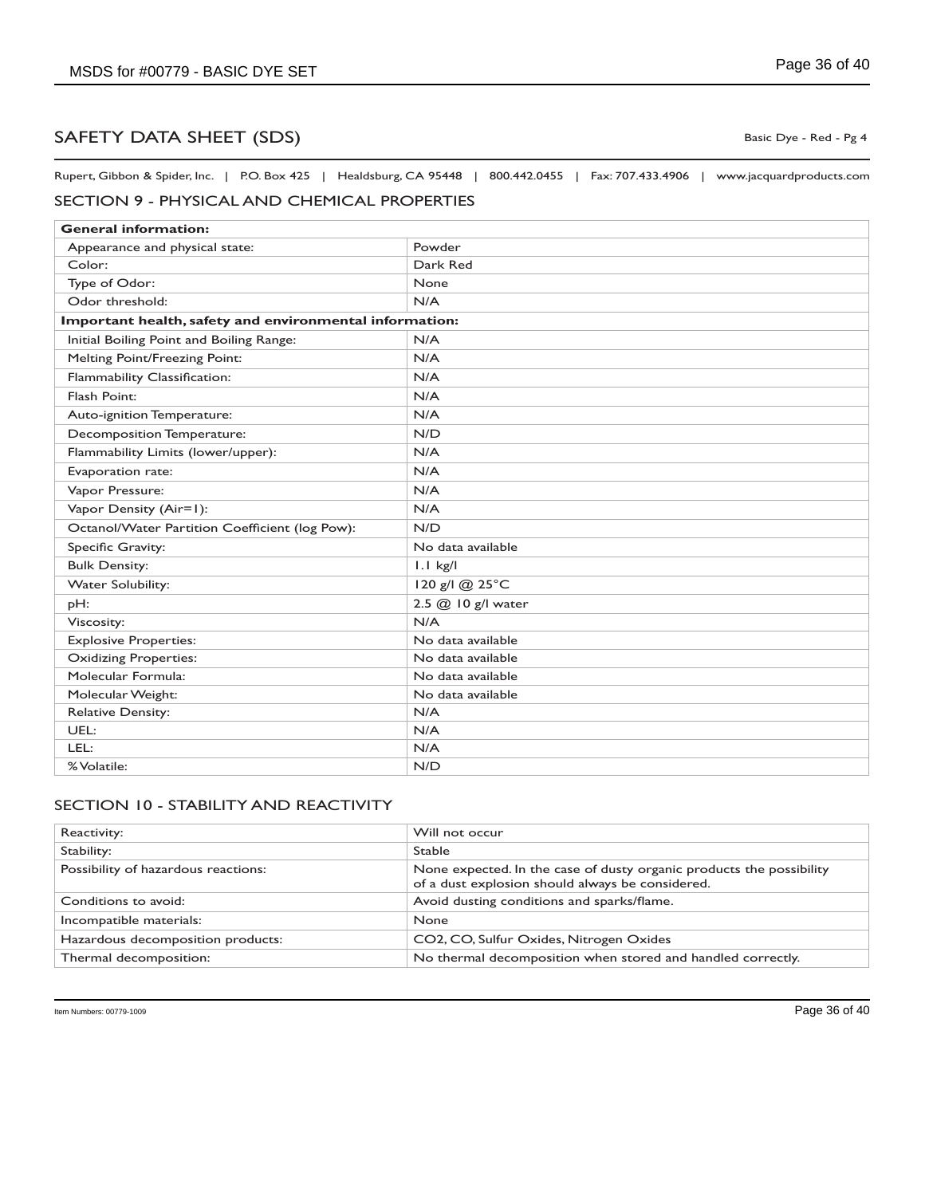## SAFETY DATA SHEET (SDS)

Basic Dye - Red - Pg 4

Rupert, Gibbon & Spider, Inc. | P.O. Box 425 | Healdsburg, CA 95448 | 800.442.0455 | Fax: 707.433.4906 | www.jacquardproducts.com

### SECTION 9 - PHYSICAL AND CHEMICAL PROPERTIES

| **General information:** | |
|---|---|
| Appearance and physical state: | Powder |
| Color: | Dark Red |
| Type of Odor: | None |
| Odor threshold: | N/A |
| **Important health, safety and environmental information:** | |
| Initial Boiling Point and Boiling Range: | N/A |
| Melting Point/Freezing Point: | N/A |
| Flammability Classification: | N/A |
| Flash Point: | N/A |
| Auto-ignition Temperature: | N/A |
| Decomposition Temperature: | N/D |
| Flammability Limits (lower/upper): | N/A |
| Evaporation rate: | N/A |
| Vapor Pressure: | N/A |
| Vapor Density (Air=1): | N/A |
| Octanol/Water Partition Coefficient (log Pow): | N/D |
| Specific Gravity: | No data available |
| Bulk Density: | 1.1 kg/l |
| Water Solubility: | 120 g/l @ 25°C |
| pH: | 2.5 @ 10 g/l water |
| Viscosity: | N/A |
| Explosive Properties: | No data available |
| Oxidizing Properties: | No data available |
| Molecular Formula: | No data available |
| Molecular Weight: | No data available |
| Relative Density: | N/A |
| UEL: | N/A |
| LEL: | N/A |
| % Volatile: | N/D |

### SECTION 10 - STABILITY AND REACTIVITY

| Reactivity: | Will not occur |
|---|---|
| Stability: | Stable |
| Possibility of hazardous reactions: | None expected. In the case of dusty organic products the possibility of a dust explosion should always be considered. |
| Conditions to avoid: | Avoid dusting conditions and sparks/flame. |
| Incompatible materials: | None |
| Hazardous decomposition products: | $CO_2$, CO, Sulfur Oxides, Nitrogen Oxides |
| Thermal decomposition: | No thermal decomposition when stored and handled correctly. |

Item Numbers: 00779-1009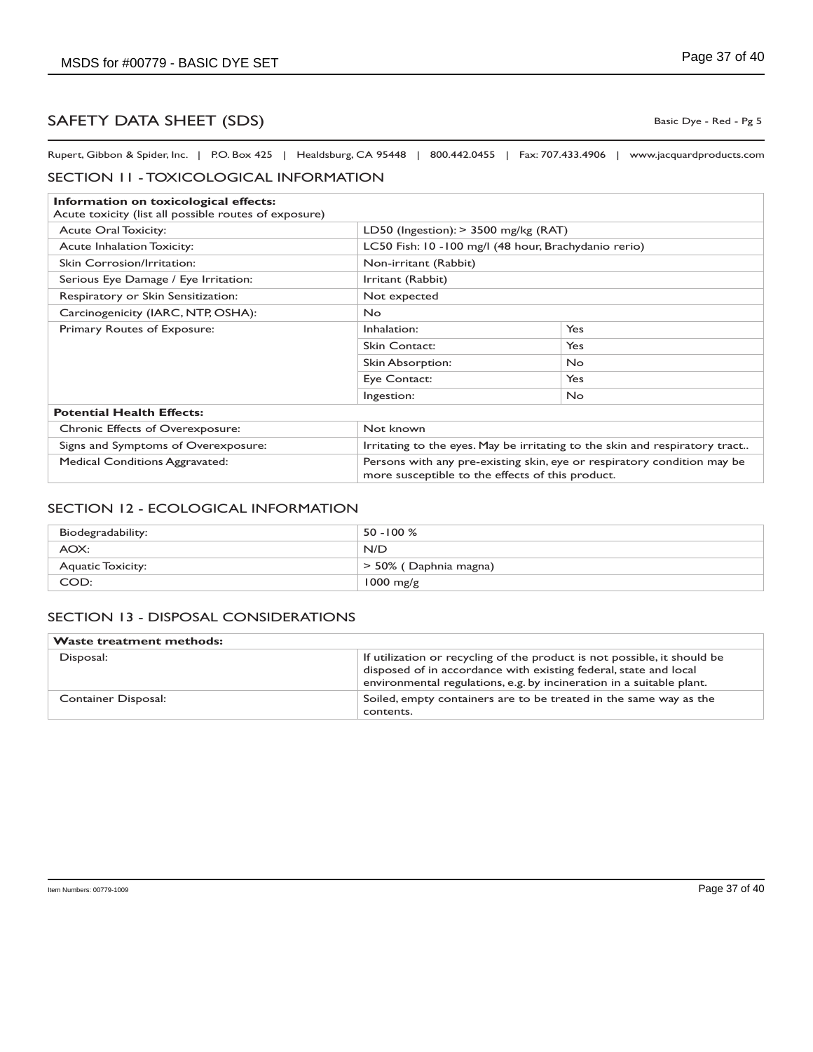# SAFETY DATA SHEET (SDS)

Basic Dye - Red - Pg 5

Rupert, Gibbon & Spider, Inc. | P.O. Box 425 | Healdsburg, CA 95448 | 800.442.0455 | Fax: 707.433.4906 | www.jacquardproducts.com

## SECTION 11 - TOXICOLOGICAL INFORMATION

| **Information on toxicological effects:** Acute toxicity (list all possible routes of exposure) | | |
|---|---|---|
| Acute Oral Toxicity: | LD50 (Ingestion): > 3500 mg/kg (RAT) | |
| Acute Inhalation Toxicity: | LC50 Fish: 10 -100 mg/l (48 hour, Brachydanio rerio) | |
| Skin Corrosion/Irritation: | Non-irritant (Rabbit) | |
| Serious Eye Damage / Eye Irritation: | Irritant (Rabbit) | |
| Respiratory or Skin Sensitization: | Not expected | |
| Carcinogenicity (IARC, NTP, OSHA): | No | |
| Primary Routes of Exposure: | Inhalation: | Yes |
| | Skin Contact: | Yes |
| | Skin Absorption: | No |
| | Eye Contact: | Yes |
| | Ingestion: | No |
| **Potential Health Effects:** | | |
| Chronic Effects of Overexposure: | Not known | |
| Signs and Symptoms of Overexposure: | Irritating to the eyes. May be irritating to the skin and respiratory tract.. | |
| Medical Conditions Aggravated: | Persons with any pre-existing skin, eye or respiratory condition may be more susceptible to the effects of this product. | |

## SECTION 12 - ECOLOGICAL INFORMATION

| | |
|---|---|
| Biodegradability: | 50 -100 % |
| AOX: | N/D |
| Aquatic Toxicity: | > 50% ( Daphnia magna) |
| COD: | 1000 mg/g |

## SECTION 13 - DISPOSAL CONSIDERATIONS

| **Waste treatment methods:** | |
|---|---|
| Disposal: | If utilization or recycling of the product is not possible, it should be disposed of in accordance with existing federal, state and local environmental regulations, e.g. by incineration in a suitable plant. |
| Container Disposal: | Soiled, empty containers are to be treated in the same way as the contents. |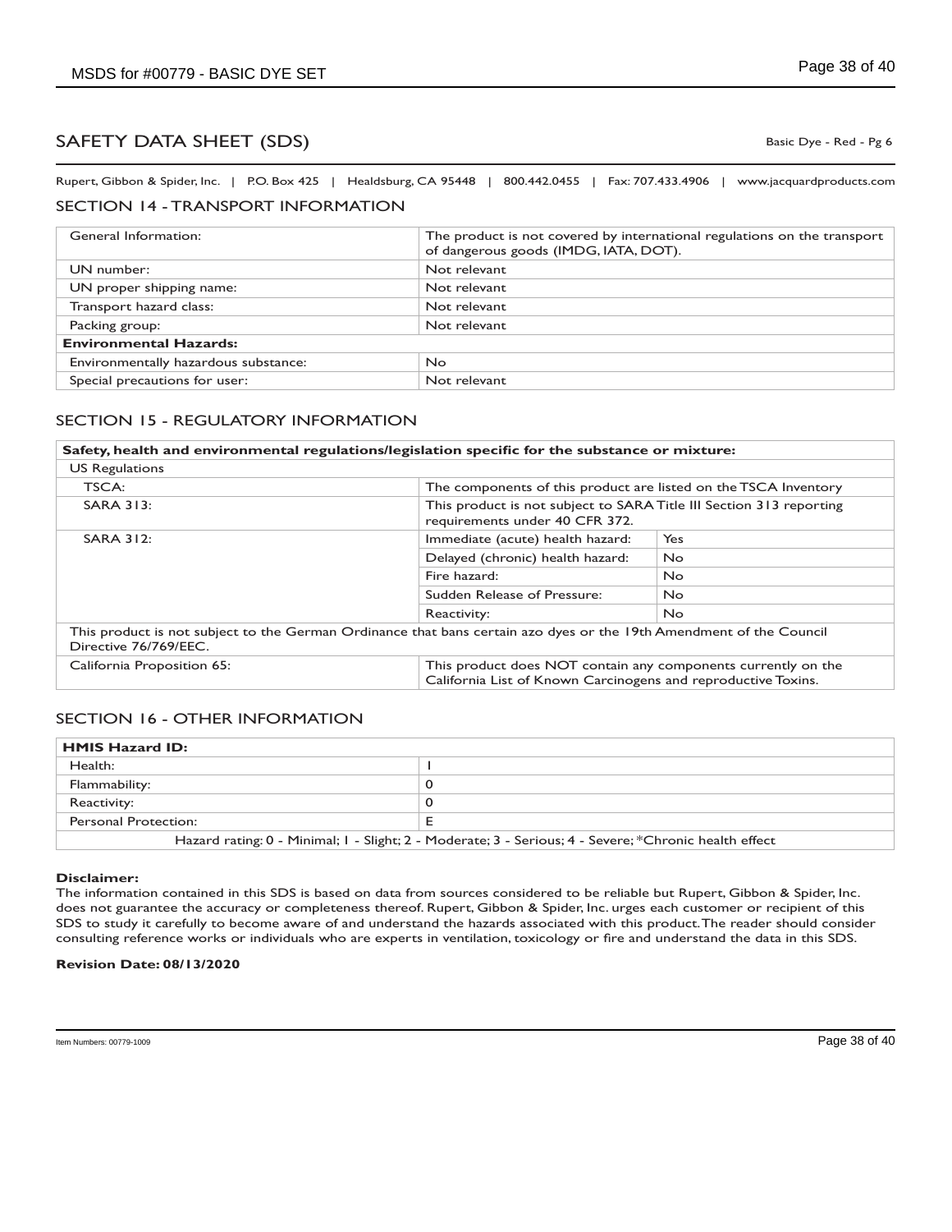# SAFETY DATA SHEET (SDS)

Basic Dye - Red - Pg 6

Rupert, Gibbon & Spider, Inc. | P.O. Box 425 | Healdsburg, CA 95448 | 800.442.0455 | Fax: 707.433.4906 | www.jacquardproducts.com

## SECTION 14 - TRANSPORT INFORMATION

| General Information: | The product is not covered by international regulations on the transport of dangerous goods (IMDG, IATA, DOT). |
|---|---|
| UN number: | Not relevant |
| UN proper shipping name: | Not relevant |
| Transport hazard class: | Not relevant |
| Packing group: | Not relevant |
| **Environmental Hazards:** | |
| Environmentally hazardous substance: | No |
| Special precautions for user: | Not relevant |

## SECTION 15 - REGULATORY INFORMATION

| **Safety, health and environmental regulations/legislation specific for the substance or mixture:** | | |
|---|---|---|
| US Regulations | | |
| TSCA: | The components of this product are listed on the TSCA Inventory | |
| SARA 313: | This product is not subject to SARA Title III Section 313 reporting requirements under 40 CFR 372. | |
| SARA 312: | Immediate (acute) health hazard: | Yes |
| | Delayed (chronic) health hazard: | No |
| | Fire hazard: | No |
| | Sudden Release of Pressure: | No |
| | Reactivity: | No |
| This product is not subject to the German Ordinance that bans certain azo dyes or the 19th Amendment of the Council Directive 76/769/EEC. | | |
| California Proposition 65: | This product does NOT contain any components currently on the California List of Known Carcinogens and reproductive Toxins. | |

## SECTION 16 - OTHER INFORMATION

| **HMIS Hazard ID:** | |
|---|---|
| Health: | 1 |
| Flammability: | 0 |
| Reactivity: | 0 |
| Personal Protection: | E |
| Hazard rating: 0 - Minimal; 1 - Slight; 2 - Moderate; 3 - Serious; 4 - Severe; *Chronic health effect | |

**Disclaimer:**

The information contained in this SDS is based on data from sources considered to be reliable but Rupert, Gibbon & Spider, Inc. does not guarantee the accuracy or completeness thereof. Rupert, Gibbon & Spider, Inc. urges each customer or recipient of this SDS to study it carefully to become aware of and understand the hazards associated with this product. The reader should consider consulting reference works or individuals who are experts in ventilation, toxicology or fire and understand the data in this SDS.

**Revision Date: 08/13/2020**

Item Numbers: 00779-1009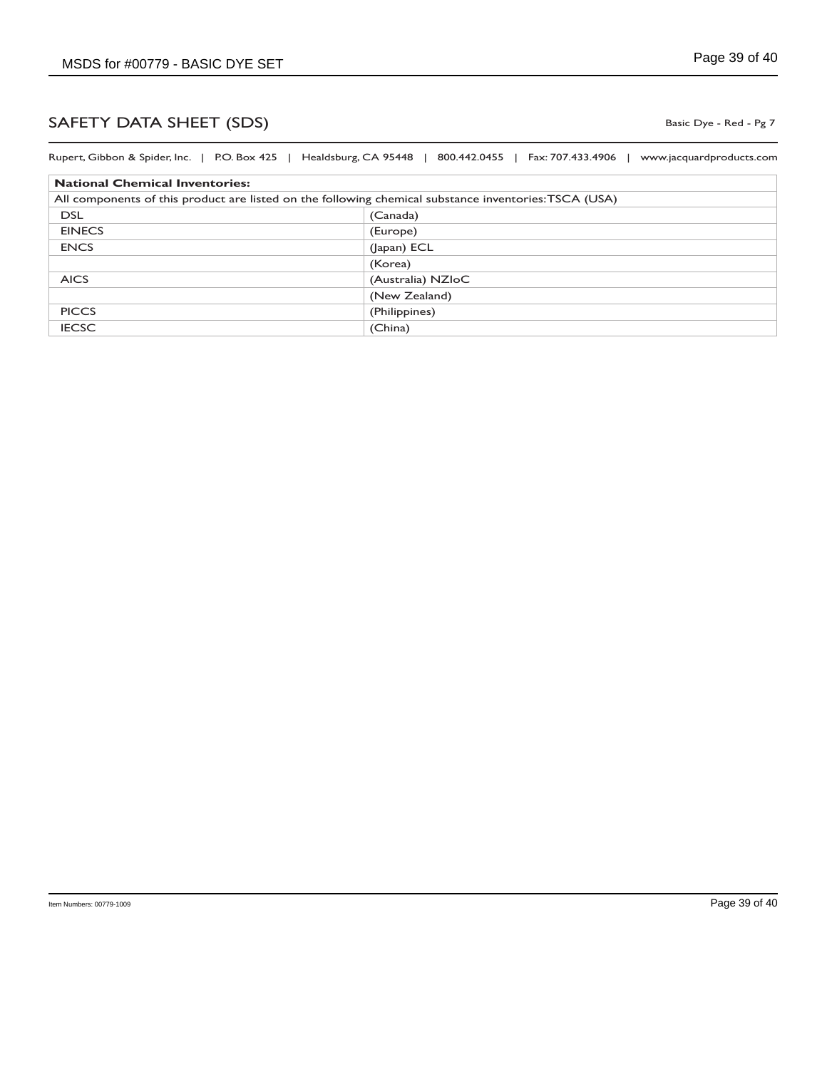## SAFETY DATA SHEET (SDS)

Basic Dye - Red - Pg 7

Rupert, Gibbon & Spider, Inc. | P.O. Box 425 | Healdsburg, CA 95448 | 800.442.0455 | Fax: 707.433.4906 | www.jacquardproducts.com

| **National Chemical Inventories:** | |
|---|---|
| All components of this product are listed on the following chemical substance inventories: TSCA (USA) | |
| DSL | (Canada) |
| EINECS | (Europe) |
| ENCS | (Japan) ECL |
| | (Korea) |
| AICS | (Australia) NZIoC |
| | (New Zealand) |
| PICCS | (Philippines) |
| IECSC | (China) |

Item Numbers: 00779-1009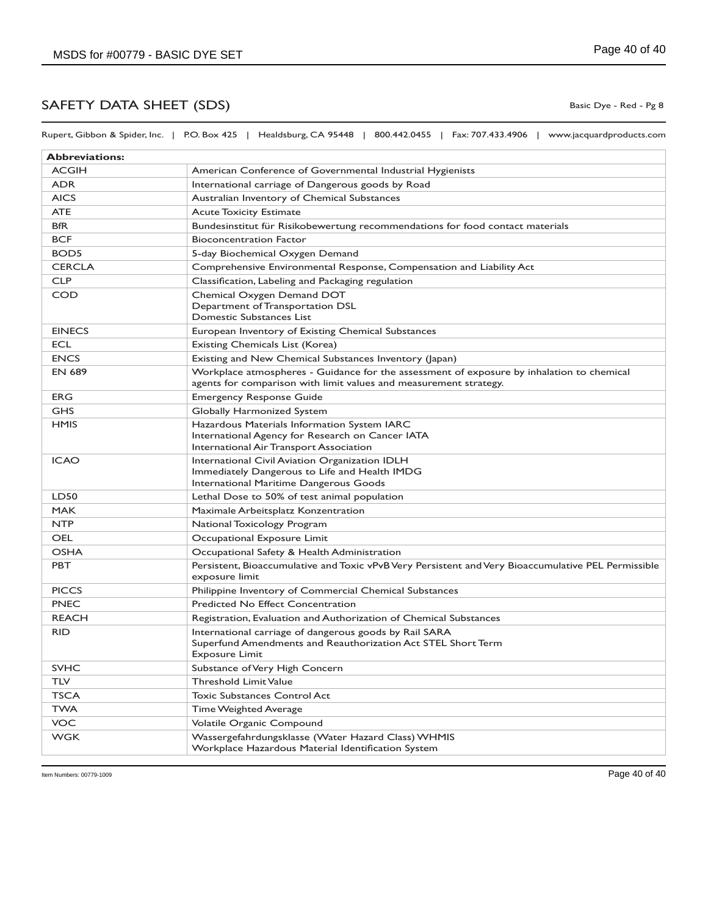## SAFETY DATA SHEET (SDS)

Basic Dye - Red - Pg 8

Rupert, Gibbon & Spider, Inc. | P.O. Box 425 | Healdsburg, CA 95448 | 800.442.0455 | Fax: 707.433.4906 | www.jacquardproducts.com

| **Abbreviations:** | |
|---|---|
| ACGIH | American Conference of Governmental Industrial Hygienists |
| ADR | International carriage of Dangerous goods by Road |
| AICS | Australian Inventory of Chemical Substances |
| ATE | Acute Toxicity Estimate |
| BfR | Bundesinstitut für Risikobewertung recommendations for food contact materials |
| BCF | Bioconcentration Factor |
| BOD5 | 5-day Biochemical Oxygen Demand |
| CERCLA | Comprehensive Environmental Response, Compensation and Liability Act |
| CLP | Classification, Labeling and Packaging regulation |
| COD | Chemical Oxygen Demand DOT<br>Department of Transportation DSL<br>Domestic Substances List |
| EINECS | European Inventory of Existing Chemical Substances |
| ECL | Existing Chemicals List (Korea) |
| ENCS | Existing and New Chemical Substances Inventory (Japan) |
| EN 689 | Workplace atmospheres - Guidance for the assessment of exposure by inhalation to chemical agents for comparison with limit values and measurement strategy. |
| ERG | Emergency Response Guide |
| GHS | Globally Harmonized System |
| HMIS | Hazardous Materials Information System IARC<br>International Agency for Research on Cancer IATA<br>International Air Transport Association |
| ICAO | International Civil Aviation Organization IDLH<br>Immediately Dangerous to Life and Health IMDG<br>International Maritime Dangerous Goods |
| LD50 | Lethal Dose to 50% of test animal population |
| MAK | Maximale Arbeitsplatz Konzentration |
| NTP | National Toxicology Program |
| OEL | Occupational Exposure Limit |
| OSHA | Occupational Safety & Health Administration |
| PBT | Persistent, Bioaccumulative and Toxic vPvB Very Persistent and Very Bioaccumulative PEL Permissible exposure limit |
| PICCS | Philippine Inventory of Commercial Chemical Substances |
| PNEC | Predicted No Effect Concentration |
| REACH | Registration, Evaluation and Authorization of Chemical Substances |
| RID | International carriage of dangerous goods by Rail SARA<br>Superfund Amendments and Reauthorization Act STEL Short Term Exposure Limit |
| SVHC | Substance of Very High Concern |
| TLV | Threshold Limit Value |
| TSCA | Toxic Substances Control Act |
| TWA | Time Weighted Average |
| VOC | Volatile Organic Compound |
| WGK | Wassergefahrdungsklasse (Water Hazard Class) WHMIS<br>Workplace Hazardous Material Identification System |

Item Numbers: 00779-1009